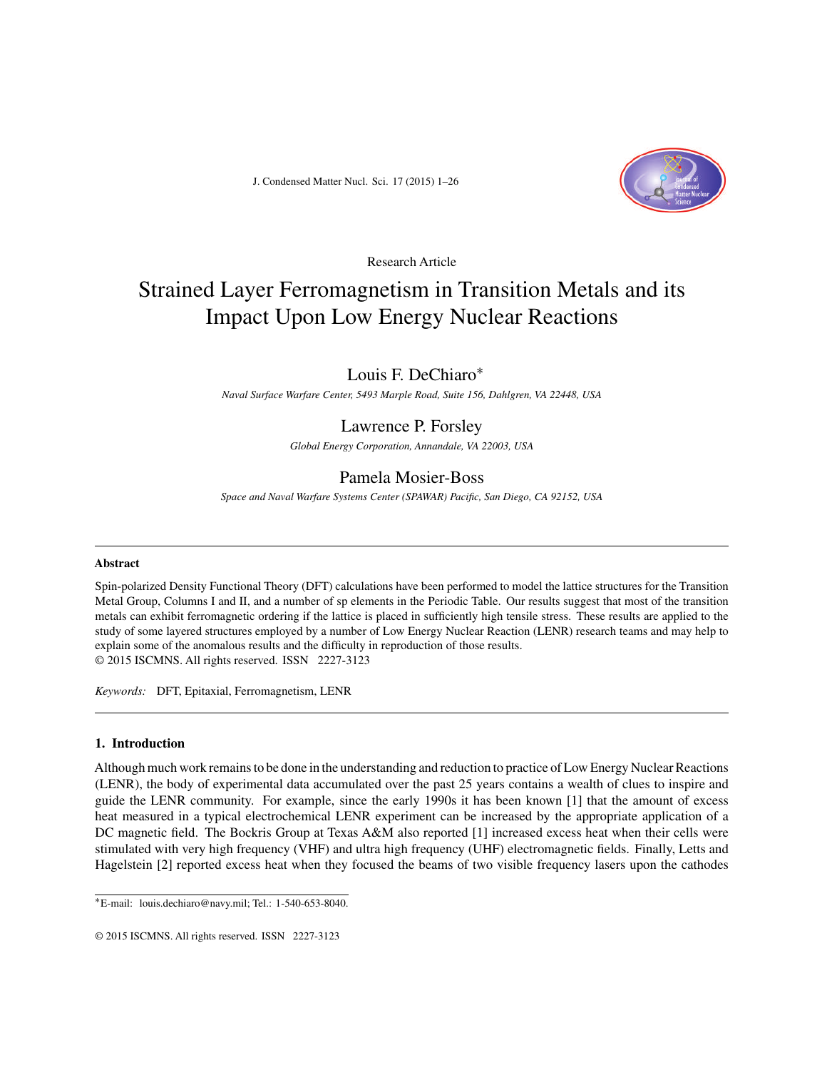Research Article

# Strained Layer Ferromagnetism in Transition Metals and its Impact Upon Low Energy Nuclear Reactions

Louis F. DeChiaro*

*Naval Surface Warfare Center, 5493 Marple Road, Suite 156, Dahlgren, VA 22448, USA*

Lawrence P. Forsley

*Global Energy Corporation, Annandale, VA 22003, USA*

Pamela Mosier-Boss

*Space and Naval Warfare Systems Center (SPAWAR) Pacific, San Diego, CA 92152, USA*

---

**Abstract**

Spin-polarized Density Functional Theory (DFT) calculations have been performed to model the lattice structures for the Transition Metal Group, Columns I and II, and a number of sp elements in the Periodic Table. Our results suggest that most of the transition metals can exhibit ferromagnetic ordering if the lattice is placed in sufficiently high tensile stress. These results are applied to the study of some layered structures employed by a number of Low Energy Nuclear Reaction (LENR) research teams and may help to explain some of the anomalous results and the difficulty in reproduction of those results.

© 2015 ISCMNS. All rights reserved. ISSN 2227-3123

*Keywords:* DFT, Epitaxial, Ferromagnetism, LENR

---

## 1. Introduction

Although much work remains to be done in the understanding and reduction to practice of Low Energy Nuclear Reactions (LENR), the body of experimental data accumulated over the past 25 years contains a wealth of clues to inspire and guide the LENR community. For example, since the early 1990s it has been known [1] that the amount of excess heat measured in a typical electrochemical LENR experiment can be increased by the appropriate application of a DC magnetic field. The Bockris Group at Texas A&M also reported [1] increased excess heat when their cells were stimulated with very high frequency (VHF) and ultra high frequency (UHF) electromagnetic fields. Finally, Letts and Hagelstein [2] reported excess heat when they focused the beams of two visible frequency lasers upon the cathodes

*E-mail: louis.dechiaro@navy.mil; Tel.: 1-540-653-8040.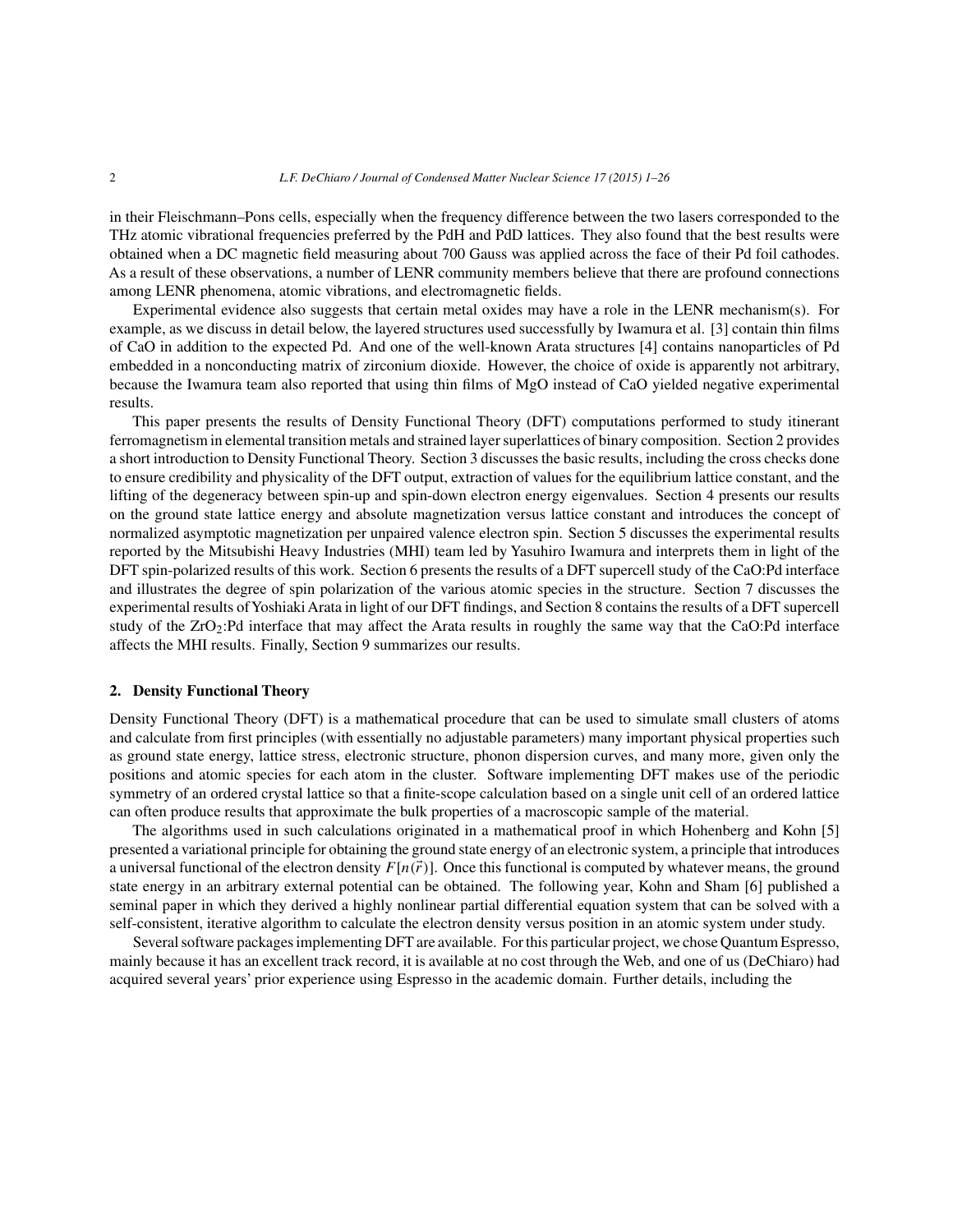in their Fleischmann–Pons cells, especially when the frequency difference between the two lasers corresponded to the THz atomic vibrational frequencies preferred by the PdH and PdD lattices. They also found that the best results were obtained when a DC magnetic field measuring about 700 Gauss was applied across the face of their Pd foil cathodes. As a result of these observations, a number of LENR community members believe that there are profound connections among LENR phenomena, atomic vibrations, and electromagnetic fields.

Experimental evidence also suggests that certain metal oxides may have a role in the LENR mechanism(s). For example, as we discuss in detail below, the layered structures used successfully by Iwamura et al. [3] contain thin films of CaO in addition to the expected Pd. And one of the well-known Arata structures [4] contains nanoparticles of Pd embedded in a nonconducting matrix of zirconium dioxide. However, the choice of oxide is apparently not arbitrary, because the Iwamura team also reported that using thin films of MgO instead of CaO yielded negative experimental results.

This paper presents the results of Density Functional Theory (DFT) computations performed to study itinerant ferromagnetism in elemental transition metals and strained layer superlattices of binary composition. Section 2 provides a short introduction to Density Functional Theory. Section 3 discusses the basic results, including the cross checks done to ensure credibility and physicality of the DFT output, extraction of values for the equilibrium lattice constant, and the lifting of the degeneracy between spin-up and spin-down electron energy eigenvalues. Section 4 presents our results on the ground state lattice energy and absolute magnetization versus lattice constant and introduces the concept of normalized asymptotic magnetization per unpaired valence electron spin. Section 5 discusses the experimental results reported by the Mitsubishi Heavy Industries (MHI) team led by Yasuhiro Iwamura and interprets them in light of the DFT spin-polarized results of this work. Section 6 presents the results of a DFT supercell study of the CaO:Pd interface and illustrates the degree of spin polarization of the various atomic species in the structure. Section 7 discusses the experimental results of Yoshiaki Arata in light of our DFT findings, and Section 8 contains the results of a DFT supercell study of the $ZrO_2$:Pd interface that may affect the Arata results in roughly the same way that the CaO:Pd interface affects the MHI results. Finally, Section 9 summarizes our results.

## 2. Density Functional Theory

Density Functional Theory (DFT) is a mathematical procedure that can be used to simulate small clusters of atoms and calculate from first principles (with essentially no adjustable parameters) many important physical properties such as ground state energy, lattice stress, electronic structure, phonon dispersion curves, and many more, given only the positions and atomic species for each atom in the cluster. Software implementing DFT makes use of the periodic symmetry of an ordered crystal lattice so that a finite-scope calculation based on a single unit cell of an ordered lattice can often produce results that approximate the bulk properties of a macroscopic sample of the material.

The algorithms used in such calculations originated in a mathematical proof in which Hohenberg and Kohn [5] presented a variational principle for obtaining the ground state energy of an electronic system, a principle that introduces a universal functional of the electron density $F[n(\vec{r})]$. Once this functional is computed by whatever means, the ground state energy in an arbitrary external potential can be obtained. The following year, Kohn and Sham [6] published a seminal paper in which they derived a highly nonlinear partial differential equation system that can be solved with a self-consistent, iterative algorithm to calculate the electron density versus position in an atomic system under study.

Several software packages implementing DFT are available. For this particular project, we chose Quantum Espresso, mainly because it has an excellent track record, it is available at no cost through the Web, and one of us (DeChiaro) had acquired several years' prior experience using Espresso in the academic domain. Further details, including the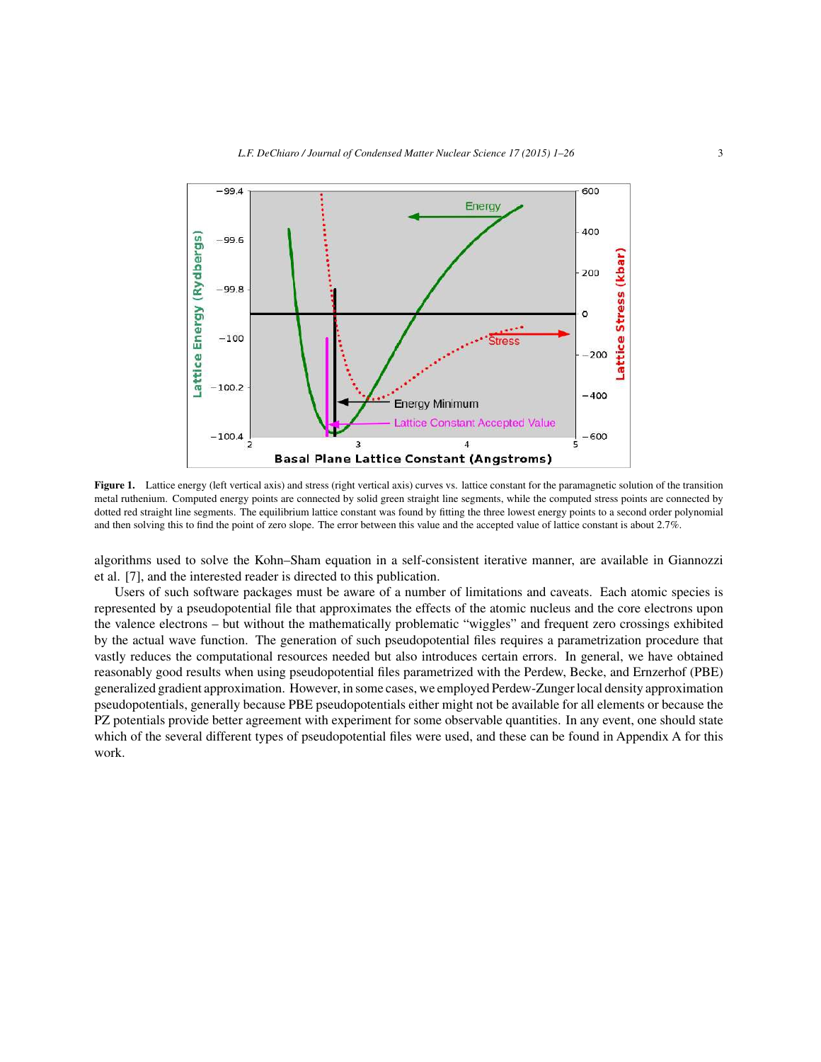**Figure 1.** Lattice energy (left vertical axis) and stress (right vertical axis) curves vs. lattice constant for the paramagnetic solution of the transition metal ruthenium. Computed energy points are connected by solid green straight line segments, while the computed stress points are connected by dotted red straight line segments. The equilibrium lattice constant was found by fitting the three lowest energy points to a second order polynomial and then solving this to find the point of zero slope. The error between this value and the accepted value of lattice constant is about 2.7%.

algorithms used to solve the Kohn–Sham equation in a self-consistent iterative manner, are available in Giannozzi et al. [7], and the interested reader is directed to this publication.

Users of such software packages must be aware of a number of limitations and caveats. Each atomic species is represented by a pseudopotential file that approximates the effects of the atomic nucleus and the core electrons upon the valence electrons – but without the mathematically problematic "wiggles" and frequent zero crossings exhibited by the actual wave function. The generation of such pseudopotential files requires a parametrization procedure that vastly reduces the computational resources needed but also introduces certain errors. In general, we have obtained reasonably good results when using pseudopotential files parametrized with the Perdew, Becke, and Ernzerhof (PBE) generalized gradient approximation. However, in some cases, we employed Perdew-Zunger local density approximation pseudopotentials, generally because PBE pseudopotentials either might not be available for all elements or because the PZ potentials provide better agreement with experiment for some observable quantities. In any event, one should state which of the several different types of pseudopotential files were used, and these can be found in Appendix A for this work.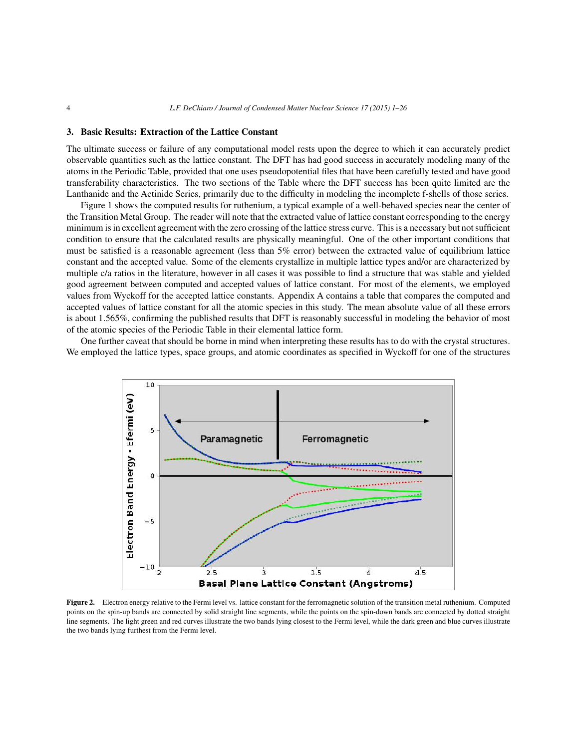## 3. Basic Results: Extraction of the Lattice Constant

The ultimate success or failure of any computational model rests upon the degree to which it can accurately predict observable quantities such as the lattice constant. The DFT has had good success in accurately modeling many of the atoms in the Periodic Table, provided that one uses pseudopotential files that have been carefully tested and have good transferability characteristics. The two sections of the Table where the DFT success has been quite limited are the Lanthanide and the Actinide Series, primarily due to the difficulty in modeling the incomplete f-shells of those series.

Figure 1 shows the computed results for ruthenium, a typical example of a well-behaved species near the center of the Transition Metal Group. The reader will note that the extracted value of lattice constant corresponding to the energy minimum is in excellent agreement with the zero crossing of the lattice stress curve. This is a necessary but not sufficient condition to ensure that the calculated results are physically meaningful. One of the other important conditions that must be satisfied is a reasonable agreement (less than 5% error) between the extracted value of equilibrium lattice constant and the accepted value. Some of the elements crystallize in multiple lattice types and/or are characterized by multiple c/a ratios in the literature, however in all cases it was possible to find a structure that was stable and yielded good agreement between computed and accepted values of lattice constant. For most of the elements, we employed values from Wyckoff for the accepted lattice constants. Appendix A contains a table that compares the computed and accepted values of lattice constant for all the atomic species in this study. The mean absolute value of all these errors is about 1.565%, confirming the published results that DFT is reasonably successful in modeling the behavior of most of the atomic species of the Periodic Table in their elemental lattice form.

One further caveat that should be borne in mind when interpreting these results has to do with the crystal structures. We employed the lattice types, space groups, and atomic coordinates as specified in Wyckoff for one of the structures

**Figure 2.** Electron energy relative to the Fermi level vs. lattice constant for the ferromagnetic solution of the transition metal ruthenium. Computed points on the spin-up bands are connected by solid straight line segments, while the points on the spin-down bands are connected by dotted straight line segments. The light green and red curves illustrate the two bands lying closest to the Fermi level, while the dark green and blue curves illustrate the two bands lying furthest from the Fermi level.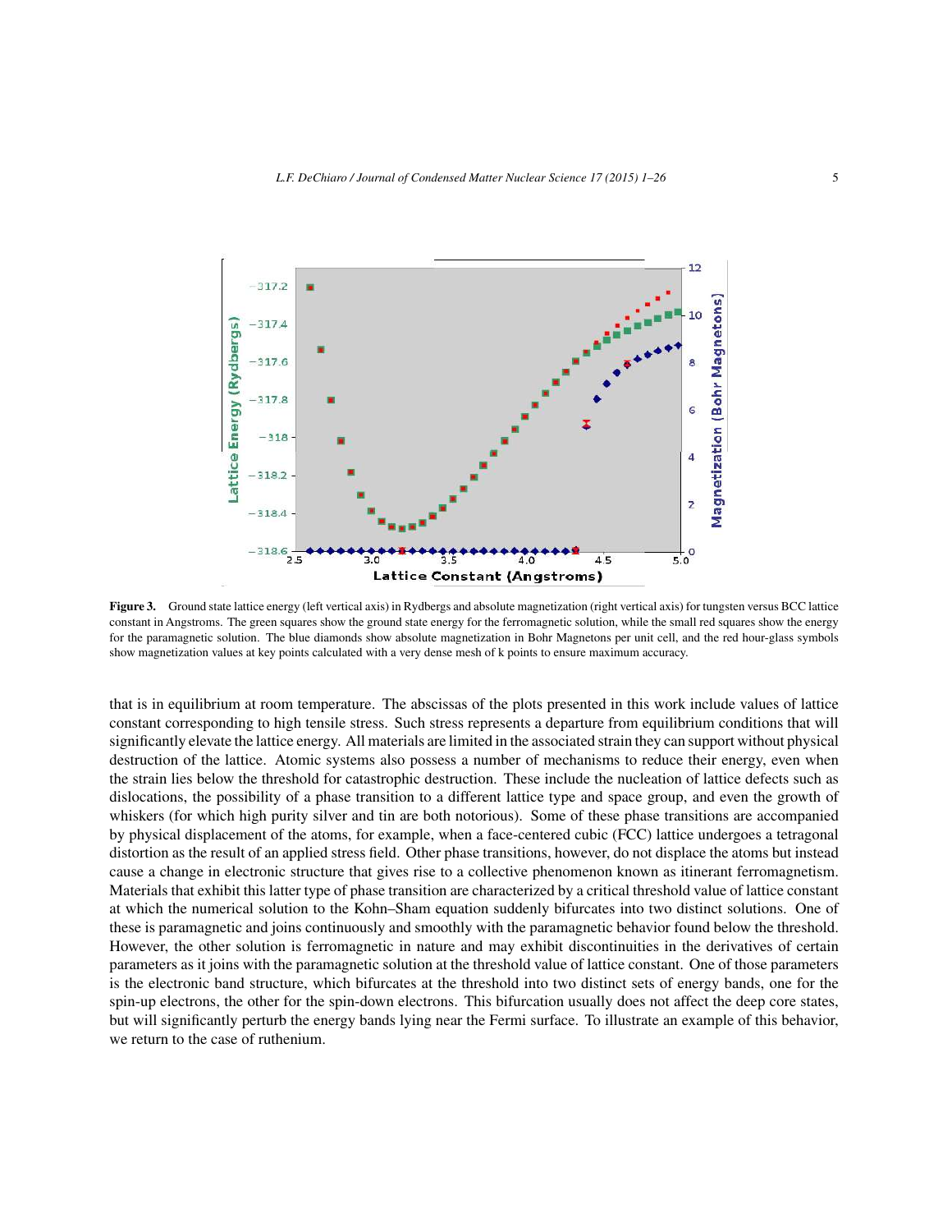**Figure 3.** Ground state lattice energy (left vertical axis) in Rydbergs and absolute magnetization (right vertical axis) for tungsten versus BCC lattice constant in Angstroms. The green squares show the ground state energy for the ferromagnetic solution, while the small red squares show the energy for the paramagnetic solution. The blue diamonds show absolute magnetization in Bohr Magnetons per unit cell, and the red hour-glass symbols show magnetization values at key points calculated with a very dense mesh of k points to ensure maximum accuracy.

that is in equilibrium at room temperature. The abscissas of the plots presented in this work include values of lattice constant corresponding to high tensile stress. Such stress represents a departure from equilibrium conditions that will significantly elevate the lattice energy. All materials are limited in the associated strain they can support without physical destruction of the lattice. Atomic systems also possess a number of mechanisms to reduce their energy, even when the strain lies below the threshold for catastrophic destruction. These include the nucleation of lattice defects such as dislocations, the possibility of a phase transition to a different lattice type and space group, and even the growth of whiskers (for which high purity silver and tin are both notorious). Some of these phase transitions are accompanied by physical displacement of the atoms, for example, when a face-centered cubic (FCC) lattice undergoes a tetragonal distortion as the result of an applied stress field. Other phase transitions, however, do not displace the atoms but instead cause a change in electronic structure that gives rise to a collective phenomenon known as itinerant ferromagnetism. Materials that exhibit this latter type of phase transition are characterized by a critical threshold value of lattice constant at which the numerical solution to the Kohn–Sham equation suddenly bifurcates into two distinct solutions. One of these is paramagnetic and joins continuously and smoothly with the paramagnetic behavior found below the threshold. However, the other solution is ferromagnetic in nature and may exhibit discontinuities in the derivatives of certain parameters as it joins with the paramagnetic solution at the threshold value of lattice constant. One of those parameters is the electronic band structure, which bifurcates at the threshold into two distinct sets of energy bands, one for the spin-up electrons, the other for the spin-down electrons. This bifurcation usually does not affect the deep core states, but will significantly perturb the energy bands lying near the Fermi surface. To illustrate an example of this behavior, we return to the case of ruthenium.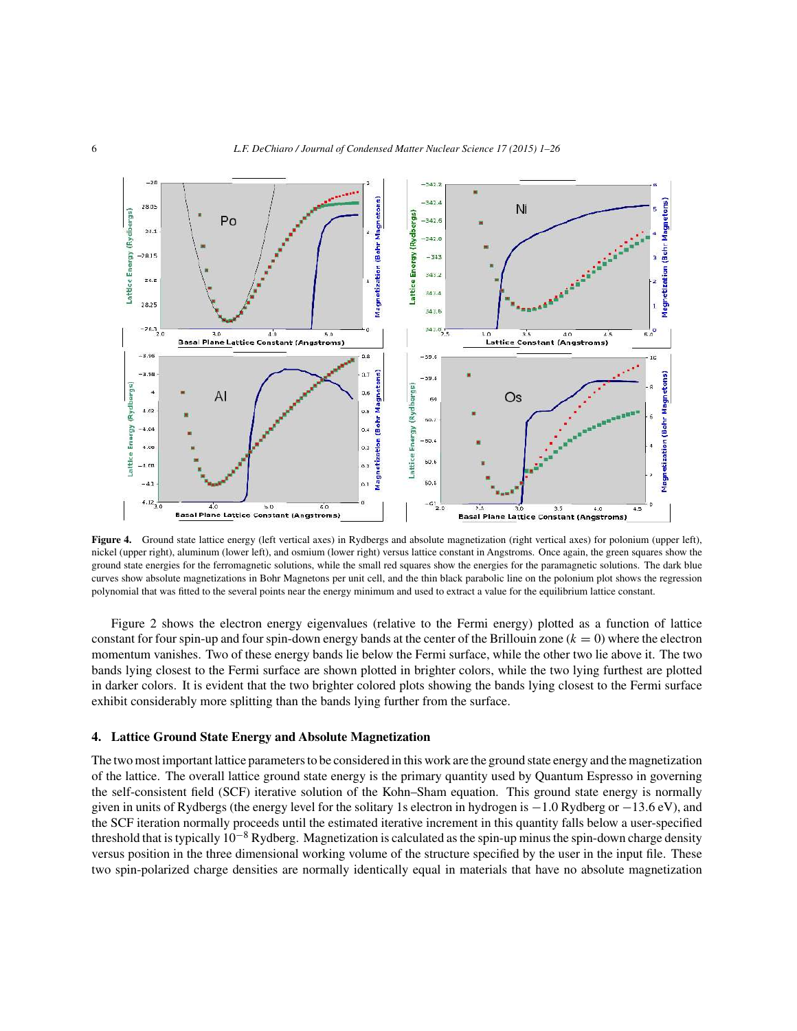**Figure 4.** Ground state lattice energy (left vertical axes) in Rydbergs and absolute magnetization (right vertical axes) for polonium (upper left), nickel (upper right), aluminum (lower left), and osmium (lower right) versus lattice constant in Angstroms. Once again, the green squares show the ground state energies for the ferromagnetic solutions, while the small red squares show the energies for the paramagnetic solutions. The dark blue curves show absolute magnetizations in Bohr Magnetons per unit cell, and the thin black parabolic line on the polonium plot shows the regression polynomial that was fitted to the several points near the energy minimum and used to extract a value for the equilibrium lattice constant.

Figure 2 shows the electron energy eigenvalues (relative to the Fermi energy) plotted as a function of lattice constant for four spin-up and four spin-down energy bands at the center of the Brillouin zone ($k = 0$) where the electron momentum vanishes. Two of these energy bands lie below the Fermi surface, while the other two lie above it. The two bands lying closest to the Fermi surface are shown plotted in brighter colors, while the two lying furthest are plotted in darker colors. It is evident that the two brighter colored plots showing the bands lying closest to the Fermi surface exhibit considerably more splitting than the bands lying further from the surface.

## 4. Lattice Ground State Energy and Absolute Magnetization

The two most important lattice parameters to be considered in this work are the ground state energy and the magnetization of the lattice. The overall lattice ground state energy is the primary quantity used by Quantum Espresso in governing the self-consistent field (SCF) iterative solution of the Kohn–Sham equation. This ground state energy is normally given in units of Rydbergs (the energy level for the solitary 1s electron in hydrogen is $-1.0$ Rydberg or $-13.6$ eV), and the SCF iteration normally proceeds until the estimated iterative increment in this quantity falls below a user-specified threshold that is typically $10^{-8}$ Rydberg. Magnetization is calculated as the spin-up minus the spin-down charge density versus position in the three dimensional working volume of the structure specified by the user in the input file. These two spin-polarized charge densities are normally identically equal in materials that have no absolute magnetization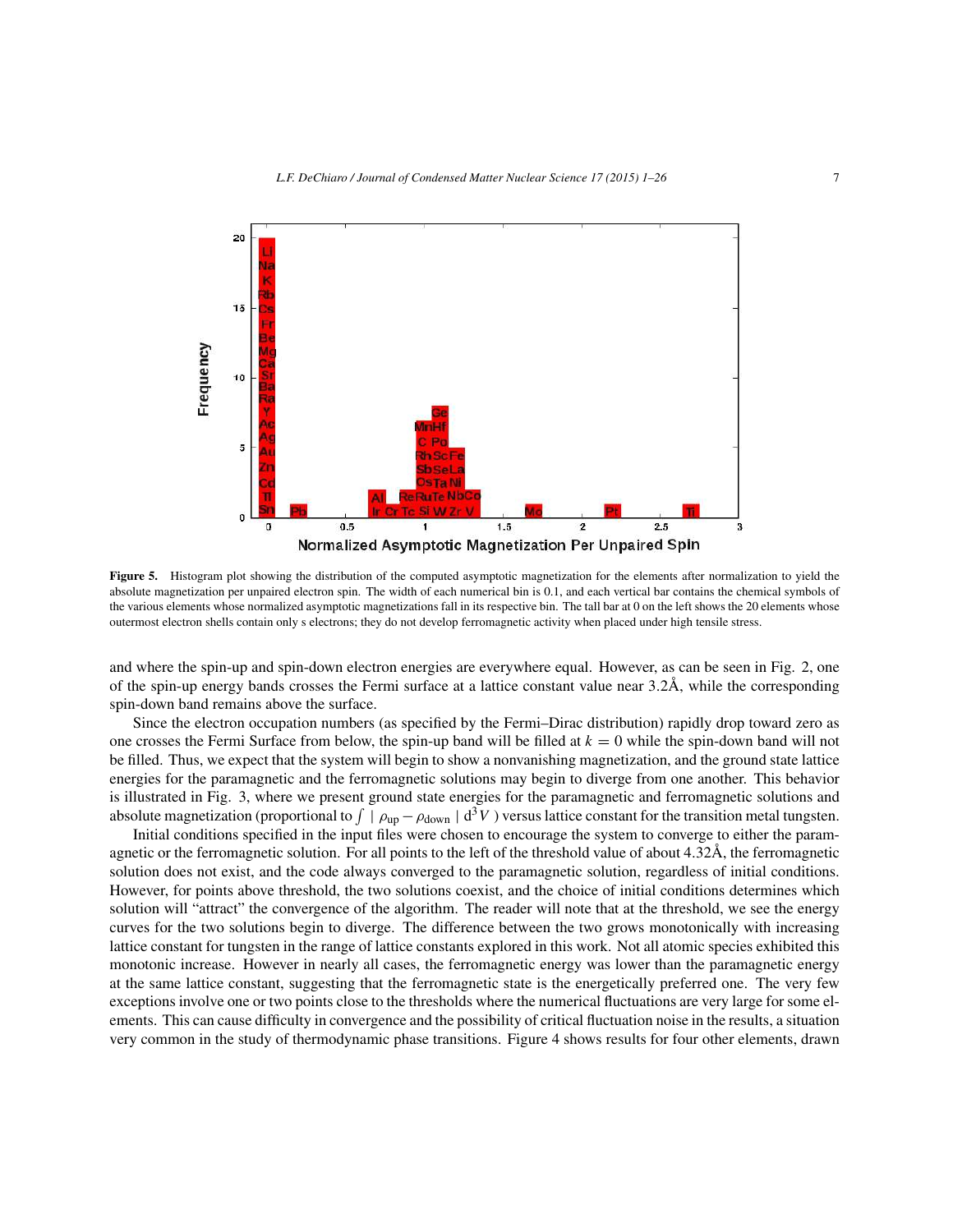Figure 5. Histogram plot showing the distribution of the computed asymptotic magnetization for the elements after normalization to yield the absolute magnetization per unpaired electron spin. The width of each numerical bin is 0.1, and each vertical bar contains the chemical symbols of the various elements whose normalized asymptotic magnetizations fall in its respective bin. The tall bar at 0 on the left shows the 20 elements whose outermost electron shells contain only s electrons; they do not develop ferromagnetic activity when placed under high tensile stress.

and where the spin-up and spin-down electron energies are everywhere equal. However, as can be seen in Fig. 2, one of the spin-up energy bands crosses the Fermi surface at a lattice constant value near 3.2Å, while the corresponding spin-down band remains above the surface.

Since the electron occupation numbers (as specified by the Fermi–Dirac distribution) rapidly drop toward zero as one crosses the Fermi Surface from below, the spin-up band will be filled at $k = 0$ while the spin-down band will not be filled. Thus, we expect that the system will begin to show a nonvanishing magnetization, and the ground state lattice energies for the paramagnetic and the ferromagnetic solutions may begin to diverge from one another. This behavior is illustrated in Fig. 3, where we present ground state energies for the paramagnetic and ferromagnetic solutions and absolute magnetization (proportional to $\int \mid \rho_{\mathrm{up}} - \rho_{\mathrm{down}} \mid \mathrm{d}^3V$ ) versus lattice constant for the transition metal tungsten.

Initial conditions specified in the input files were chosen to encourage the system to converge to either the paramagnetic or the ferromagnetic solution. For all points to the left of the threshold value of about 4.32Å, the ferromagnetic solution does not exist, and the code always converged to the paramagnetic solution, regardless of initial conditions. However, for points above threshold, the two solutions coexist, and the choice of initial conditions determines which solution will "attract" the convergence of the algorithm. The reader will note that at the threshold, we see the energy curves for the two solutions begin to diverge. The difference between the two grows monotonically with increasing lattice constant for tungsten in the range of lattice constants explored in this work. Not all atomic species exhibited this monotonic increase. However in nearly all cases, the ferromagnetic energy was lower than the paramagnetic energy at the same lattice constant, suggesting that the ferromagnetic state is the energetically preferred one. The very few exceptions involve one or two points close to the thresholds where the numerical fluctuations are very large for some elements. This can cause difficulty in convergence and the possibility of critical fluctuation noise in the results, a situation very common in the study of thermodynamic phase transitions. Figure 4 shows results for four other elements, drawn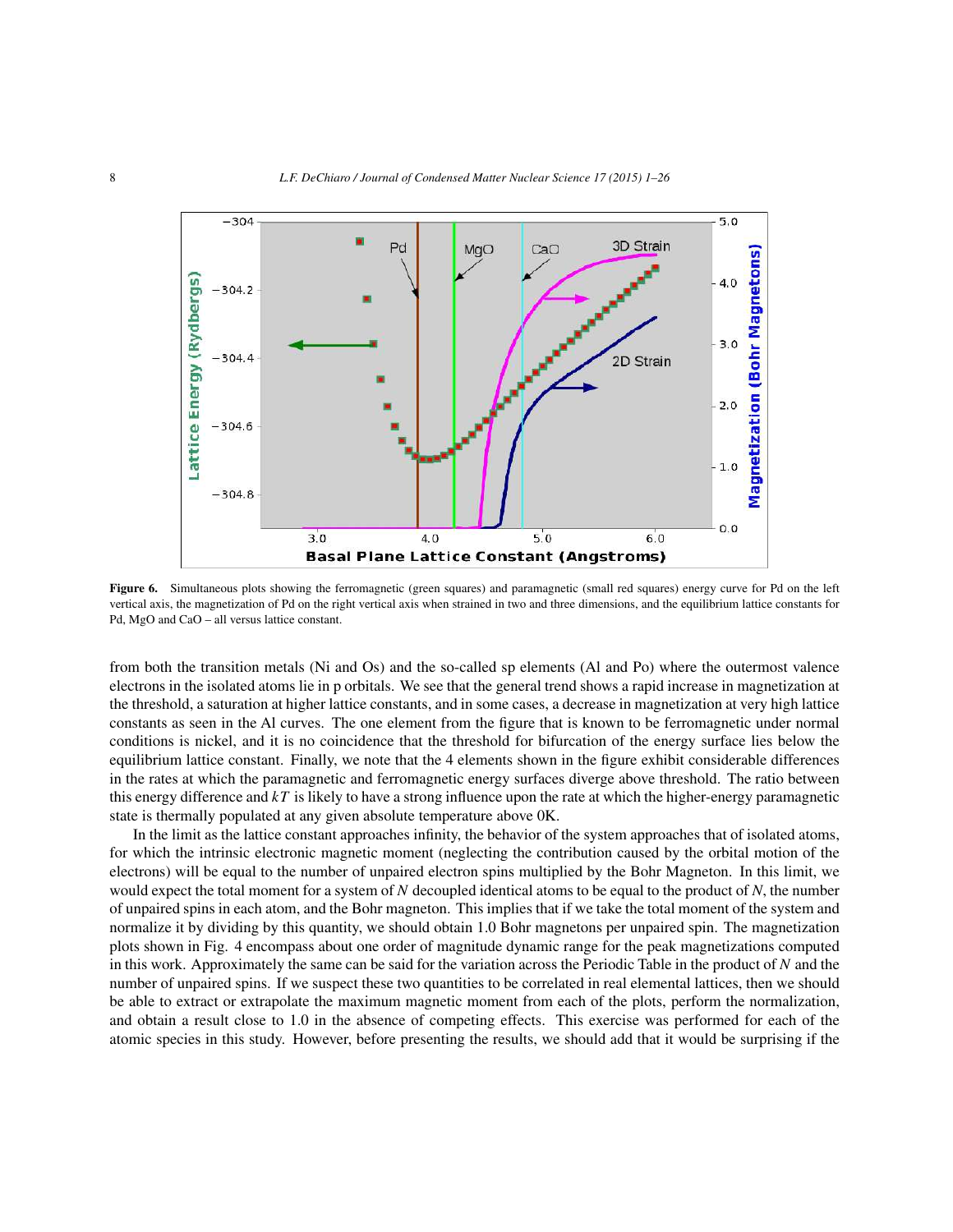**Figure 6.** Simultaneous plots showing the ferromagnetic (green squares) and paramagnetic (small red squares) energy curve for Pd on the left vertical axis, the magnetization of Pd on the right vertical axis when strained in two and three dimensions, and the equilibrium lattice constants for Pd, MgO and CaO – all versus lattice constant.

from both the transition metals (Ni and Os) and the so-called sp elements (Al and Po) where the outermost valence electrons in the isolated atoms lie in p orbitals. We see that the general trend shows a rapid increase in magnetization at the threshold, a saturation at higher lattice constants, and in some cases, a decrease in magnetization at very high lattice constants as seen in the Al curves. The one element from the figure that is known to be ferromagnetic under normal conditions is nickel, and it is no coincidence that the threshold for bifurcation of the energy surface lies below the equilibrium lattice constant. Finally, we note that the 4 elements shown in the figure exhibit considerable differences in the rates at which the paramagnetic and ferromagnetic energy surfaces diverge above threshold. The ratio between this energy difference and $kT$ is likely to have a strong influence upon the rate at which the higher-energy paramagnetic state is thermally populated at any given absolute temperature above 0K.

In the limit as the lattice constant approaches infinity, the behavior of the system approaches that of isolated atoms, for which the intrinsic electronic magnetic moment (neglecting the contribution caused by the orbital motion of the electrons) will be equal to the number of unpaired electron spins multiplied by the Bohr Magneton. In this limit, we would expect the total moment for a system of $N$ decoupled identical atoms to be equal to the product of $N$, the number of unpaired spins in each atom, and the Bohr magneton. This implies that if we take the total moment of the system and normalize it by dividing by this quantity, we should obtain 1.0 Bohr magnetons per unpaired spin. The magnetization plots shown in Fig. 4 encompass about one order of magnitude dynamic range for the peak magnetizations computed in this work. Approximately the same can be said for the variation across the Periodic Table in the product of $N$ and the number of unpaired spins. If we suspect these two quantities to be correlated in real elemental lattices, then we should be able to extract or extrapolate the maximum magnetic moment from each of the plots, perform the normalization, and obtain a result close to 1.0 in the absence of competing effects. This exercise was performed for each of the atomic species in this study. However, before presenting the results, we should add that it would be surprising if the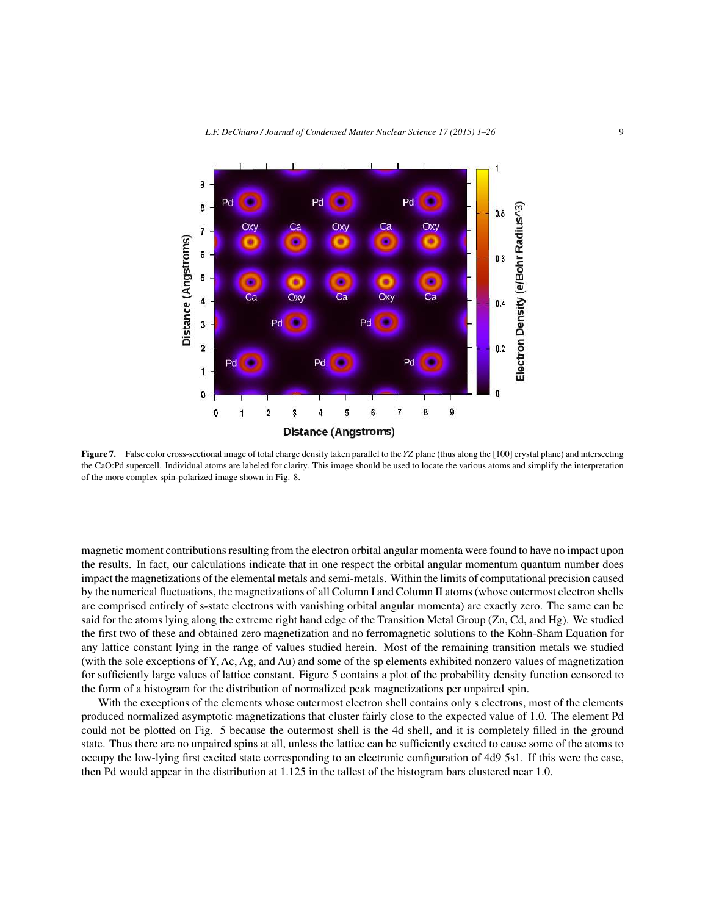**Figure 7.** False color cross-sectional image of total charge density taken parallel to the *YZ* plane (thus along the [100] crystal plane) and intersecting the CaO:Pd supercell. Individual atoms are labeled for clarity. This image should be used to locate the various atoms and simplify the interpretation of the more complex spin-polarized image shown in Fig. 8.

magnetic moment contributions resulting from the electron orbital angular momenta were found to have no impact upon the results. In fact, our calculations indicate that in one respect the orbital angular momentum quantum number does impact the magnetizations of the elemental metals and semi-metals. Within the limits of computational precision caused by the numerical fluctuations, the magnetizations of all Column I and Column II atoms (whose outermost electron shells are comprised entirely of s-state electrons with vanishing orbital angular momenta) are exactly zero. The same can be said for the atoms lying along the extreme right hand edge of the Transition Metal Group (Zn, Cd, and Hg). We studied the first two of these and obtained zero magnetization and no ferromagnetic solutions to the Kohn-Sham Equation for any lattice constant lying in the range of values studied herein. Most of the remaining transition metals we studied (with the sole exceptions of Y, Ac, Ag, and Au) and some of the sp elements exhibited nonzero values of magnetization for sufficiently large values of lattice constant. Figure 5 contains a plot of the probability density function censored to the form of a histogram for the distribution of normalized peak magnetizations per unpaired spin.

With the exceptions of the elements whose outermost electron shell contains only s electrons, most of the elements produced normalized asymptotic magnetizations that cluster fairly close to the expected value of 1.0. The element Pd could not be plotted on Fig. 5 because the outermost shell is the 4d shell, and it is completely filled in the ground state. Thus there are no unpaired spins at all, unless the lattice can be sufficiently excited to cause some of the atoms to occupy the low-lying first excited state corresponding to an electronic configuration of 4d9 5s1. If this were the case, then Pd would appear in the distribution at 1.125 in the tallest of the histogram bars clustered near 1.0.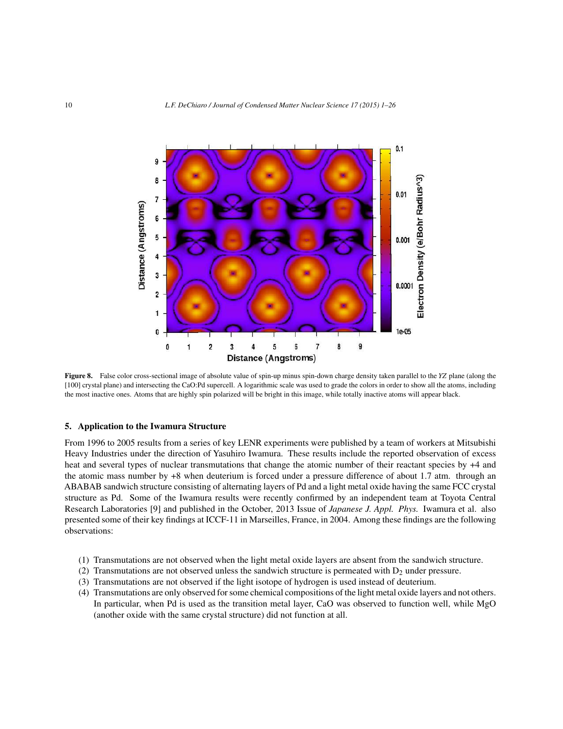**Figure 8.** False color cross-sectional image of absolute value of spin-up minus spin-down charge density taken parallel to the *YZ* plane (along the [100] crystal plane) and intersecting the CaO:Pd supercell. A logarithmic scale was used to grade the colors in order to show all the atoms, including the most inactive ones. Atoms that are highly spin polarized will be bright in this image, while totally inactive atoms will appear black.

## 5. Application to the Iwamura Structure

From 1996 to 2005 results from a series of key LENR experiments were published by a team of workers at Mitsubishi Heavy Industries under the direction of Yasuhiro Iwamura. These results include the reported observation of excess heat and several types of nuclear transmutations that change the atomic number of their reactant species by +4 and the atomic mass number by +8 when deuterium is forced under a pressure difference of about 1.7 atm. through an ABABAB sandwich structure consisting of alternating layers of Pd and a light metal oxide having the same FCC crystal structure as Pd. Some of the Iwamura results were recently confirmed by an independent team at Toyota Central Research Laboratories [9] and published in the October, 2013 Issue of *Japanese J. Appl. Phys.* Iwamura et al. also presented some of their key findings at ICCF-11 in Marseilles, France, in 2004. Among these findings are the following observations:

(1) Transmutations are not observed when the light metal oxide layers are absent from the sandwich structure.
(2) Transmutations are not observed unless the sandwich structure is permeated with $D_2$ under pressure.
(3) Transmutations are not observed if the light isotope of hydrogen is used instead of deuterium.
(4) Transmutations are only observed for some chemical compositions of the light metal oxide layers and not others. In particular, when Pd is used as the transition metal layer, CaO was observed to function well, while MgO (another oxide with the same crystal structure) did not function at all.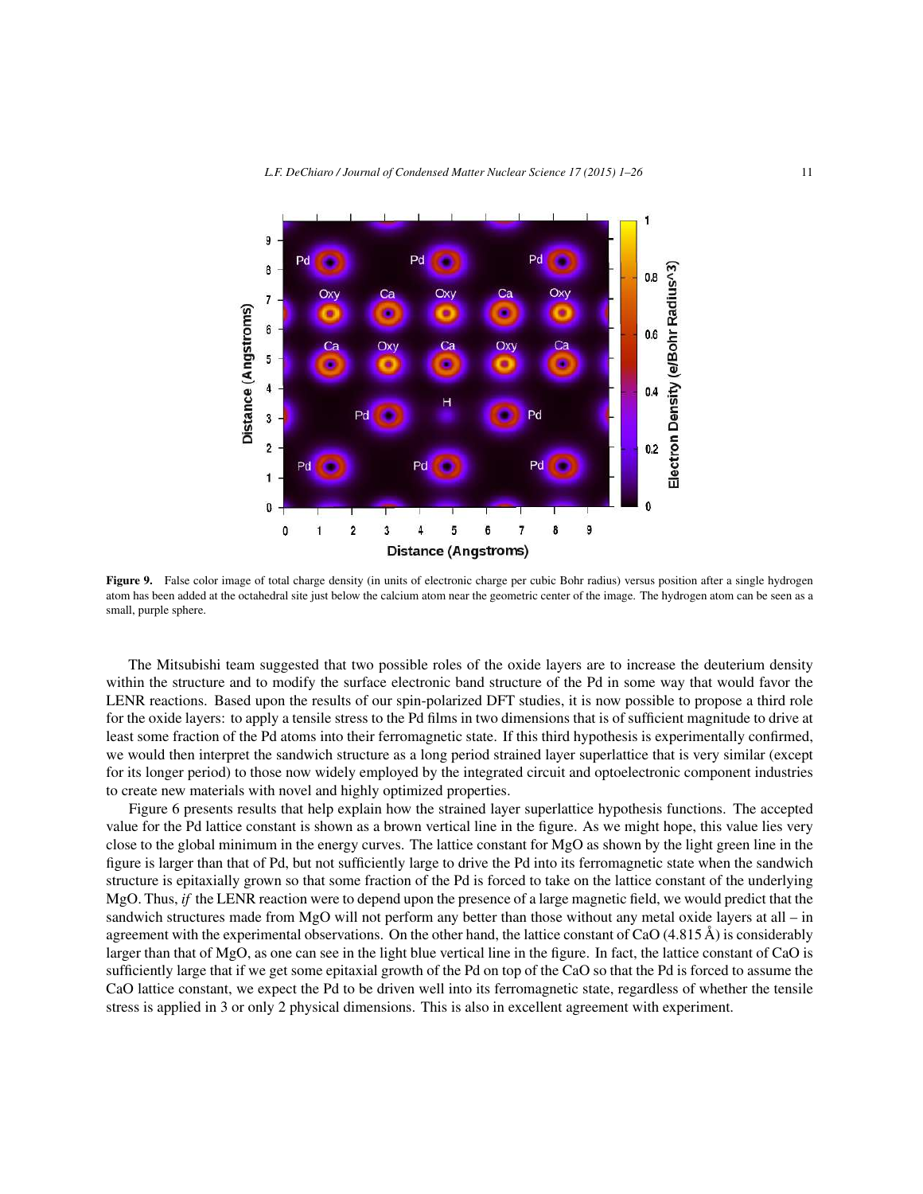**Figure 9.** False color image of total charge density (in units of electronic charge per cubic Bohr radius) versus position after a single hydrogen atom has been added at the octahedral site just below the calcium atom near the geometric center of the image. The hydrogen atom can be seen as a small, purple sphere.

The Mitsubishi team suggested that two possible roles of the oxide layers are to increase the deuterium density within the structure and to modify the surface electronic band structure of the Pd in some way that would favor the LENR reactions. Based upon the results of our spin-polarized DFT studies, it is now possible to propose a third role for the oxide layers: to apply a tensile stress to the Pd films in two dimensions that is of sufficient magnitude to drive at least some fraction of the Pd atoms into their ferromagnetic state. If this third hypothesis is experimentally confirmed, we would then interpret the sandwich structure as a long period strained layer superlattice that is very similar (except for its longer period) to those now widely employed by the integrated circuit and optoelectronic component industries to create new materials with novel and highly optimized properties.

Figure 6 presents results that help explain how the strained layer superlattice hypothesis functions. The accepted value for the Pd lattice constant is shown as a brown vertical line in the figure. As we might hope, this value lies very close to the global minimum in the energy curves. The lattice constant for MgO as shown by the light green line in the figure is larger than that of Pd, but not sufficiently large to drive the Pd into its ferromagnetic state when the sandwich structure is epitaxially grown so that some fraction of the Pd is forced to take on the lattice constant of the underlying MgO. Thus, *if* the LENR reaction were to depend upon the presence of a large magnetic field, we would predict that the sandwich structures made from MgO will not perform any better than those without any metal oxide layers at all – in agreement with the experimental observations. On the other hand, the lattice constant of CaO (4.815 Å) is considerably larger than that of MgO, as one can see in the light blue vertical line in the figure. In fact, the lattice constant of CaO is sufficiently large that if we get some epitaxial growth of the Pd on top of the CaO so that the Pd is forced to assume the CaO lattice constant, we expect the Pd to be driven well into its ferromagnetic state, regardless of whether the tensile stress is applied in 3 or only 2 physical dimensions. This is also in excellent agreement with experiment.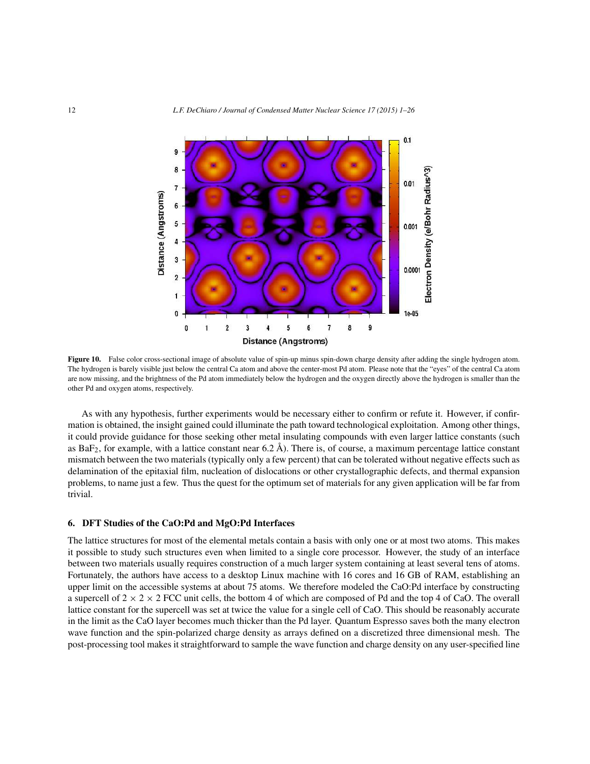**Figure 10.** False color cross-sectional image of absolute value of spin-up minus spin-down charge density after adding the single hydrogen atom. The hydrogen is barely visible just below the central Ca atom and above the center-most Pd atom. Please note that the "eyes" of the central Ca atom are now missing, and the brightness of the Pd atom immediately below the hydrogen and the oxygen directly above the hydrogen is smaller than the other Pd and oxygen atoms, respectively.

As with any hypothesis, further experiments would be necessary either to confirm or refute it. However, if confirmation is obtained, the insight gained could illuminate the path toward technological exploitation. Among other things, it could provide guidance for those seeking other metal insulating compounds with even larger lattice constants (such as $BaF_2$, for example, with a lattice constant near 6.2 Å). There is, of course, a maximum percentage lattice constant mismatch between the two materials (typically only a few percent) that can be tolerated without negative effects such as delamination of the epitaxial film, nucleation of dislocations or other crystallographic defects, and thermal expansion problems, to name just a few. Thus the quest for the optimum set of materials for any given application will be far from trivial.

## 6. DFT Studies of the CaO:Pd and MgO:Pd Interfaces

The lattice structures for most of the elemental metals contain a basis with only one or at most two atoms. This makes it possible to study such structures even when limited to a single core processor. However, the study of an interface between two materials usually requires construction of a much larger system containing at least several tens of atoms. Fortunately, the authors have access to a desktop Linux machine with 16 cores and 16 GB of RAM, establishing an upper limit on the accessible systems at about 75 atoms. We therefore modeled the CaO:Pd interface by constructing a supercell of $2 \times 2 \times 2$ FCC unit cells, the bottom 4 of which are composed of Pd and the top 4 of CaO. The overall lattice constant for the supercell was set at twice the value for a single cell of CaO. This should be reasonably accurate in the limit as the CaO layer becomes much thicker than the Pd layer. Quantum Espresso saves both the many electron wave function and the spin-polarized charge density as arrays defined on a discretized three dimensional mesh. The post-processing tool makes it straightforward to sample the wave function and charge density on any user-specified line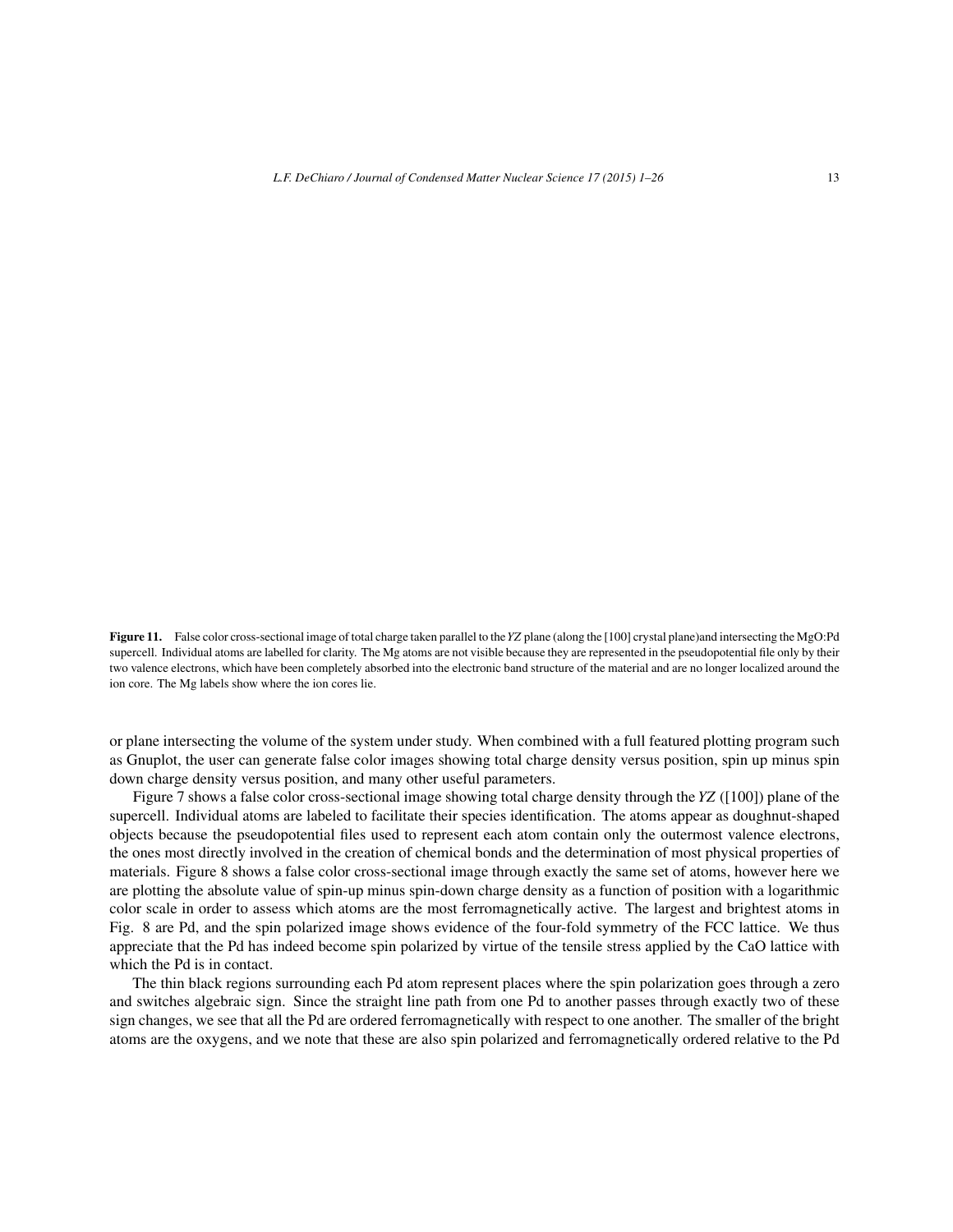**Figure 11.** False color cross-sectional image of total charge taken parallel to the *YZ* plane (along the [100] crystal plane)and intersecting the MgO:Pd supercell. Individual atoms are labelled for clarity. The Mg atoms are not visible because they are represented in the pseudopotential file only by their two valence electrons, which have been completely absorbed into the electronic band structure of the material and are no longer localized around the ion core. The Mg labels show where the ion cores lie.

or plane intersecting the volume of the system under study. When combined with a full featured plotting program such as Gnuplot, the user can generate false color images showing total charge density versus position, spin up minus spin down charge density versus position, and many other useful parameters.

Figure 7 shows a false color cross-sectional image showing total charge density through the *YZ* ([100]) plane of the supercell. Individual atoms are labeled to facilitate their species identification. The atoms appear as doughnut-shaped objects because the pseudopotential files used to represent each atom contain only the outermost valence electrons, the ones most directly involved in the creation of chemical bonds and the determination of most physical properties of materials. Figure 8 shows a false color cross-sectional image through exactly the same set of atoms, however here we are plotting the absolute value of spin-up minus spin-down charge density as a function of position with a logarithmic color scale in order to assess which atoms are the most ferromagnetically active. The largest and brightest atoms in Fig. 8 are Pd, and the spin polarized image shows evidence of the four-fold symmetry of the FCC lattice. We thus appreciate that the Pd has indeed become spin polarized by virtue of the tensile stress applied by the CaO lattice with which the Pd is in contact.

The thin black regions surrounding each Pd atom represent places where the spin polarization goes through a zero and switches algebraic sign. Since the straight line path from one Pd to another passes through exactly two of these sign changes, we see that all the Pd are ordered ferromagnetically with respect to one another. The smaller of the bright atoms are the oxygens, and we note that these are also spin polarized and ferromagnetically ordered relative to the Pd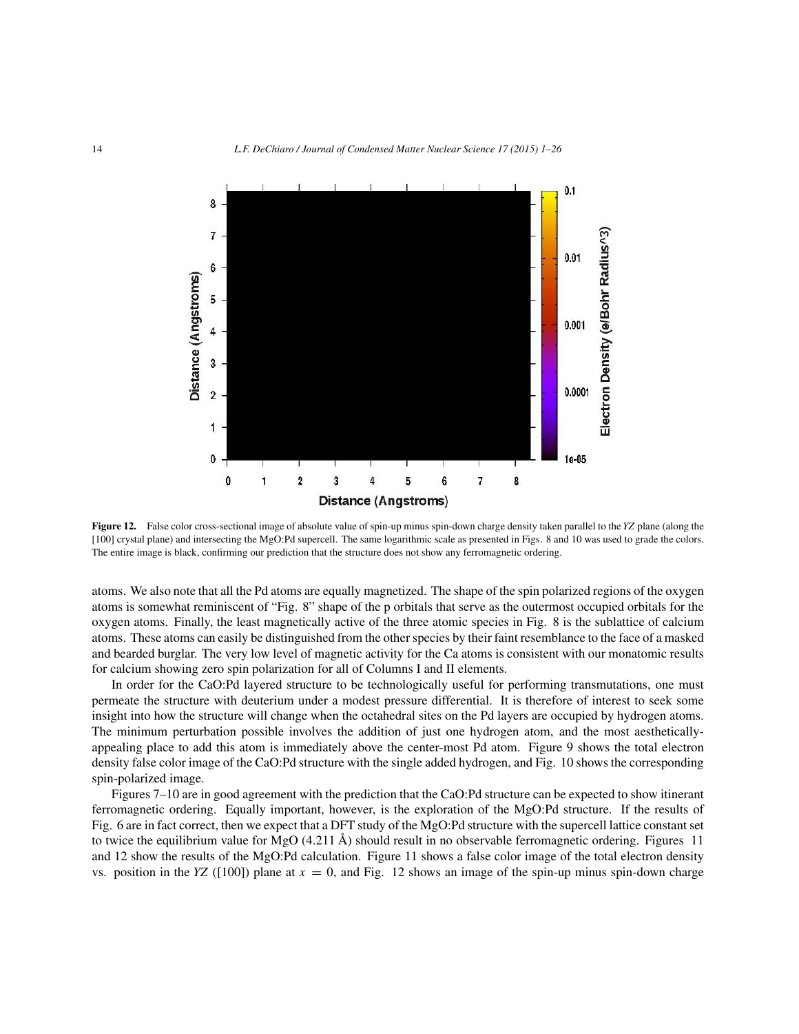Figure 12. False color cross-sectional image of absolute value of spin-up minus spin-down charge density taken parallel to the *YZ* plane (along the [100] crystal plane) and intersecting the MgO:Pd supercell. The same logarithmic scale as presented in Figs. 8 and 10 was used to grade the colors. The entire image is black, confirming our prediction that the structure does not show any ferromagnetic ordering.

atoms. We also note that all the Pd atoms are equally magnetized. The shape of the spin polarized regions of the oxygen atoms is somewhat reminiscent of "Fig. 8" shape of the p orbitals that serve as the outermost occupied orbitals for the oxygen atoms. Finally, the least magnetically active of the three atomic species in Fig. 8 is the sublattice of calcium atoms. These atoms can easily be distinguished from the other species by their faint resemblance to the face of a masked and bearded burglar. The very low level of magnetic activity for the Ca atoms is consistent with our monatomic results for calcium showing zero spin polarization for all of Columns I and II elements.

In order for the CaO:Pd layered structure to be technologically useful for performing transmutations, one must permeate the structure with deuterium under a modest pressure differential. It is therefore of interest to seek some insight into how the structure will change when the octahedral sites on the Pd layers are occupied by hydrogen atoms. The minimum perturbation possible involves the addition of just one hydrogen atom, and the most aesthetically-appealing place to add this atom is immediately above the center-most Pd atom. Figure 9 shows the total electron density false color image of the CaO:Pd structure with the single added hydrogen, and Fig. 10 shows the corresponding spin-polarized image.

Figures 7–10 are in good agreement with the prediction that the CaO:Pd structure can be expected to show itinerant ferromagnetic ordering. Equally important, however, is the exploration of the MgO:Pd structure. If the results of Fig. 6 are in fact correct, then we expect that a DFT study of the MgO:Pd structure with the supercell lattice constant set to twice the equilibrium value for MgO (4.211 Å) should result in no observable ferromagnetic ordering. Figures 11 and 12 show the results of the MgO:Pd calculation. Figure 11 shows a false color image of the total electron density vs. position in the *YZ* ([100]) plane at $x = 0$, and Fig. 12 shows an image of the spin-up minus spin-down charge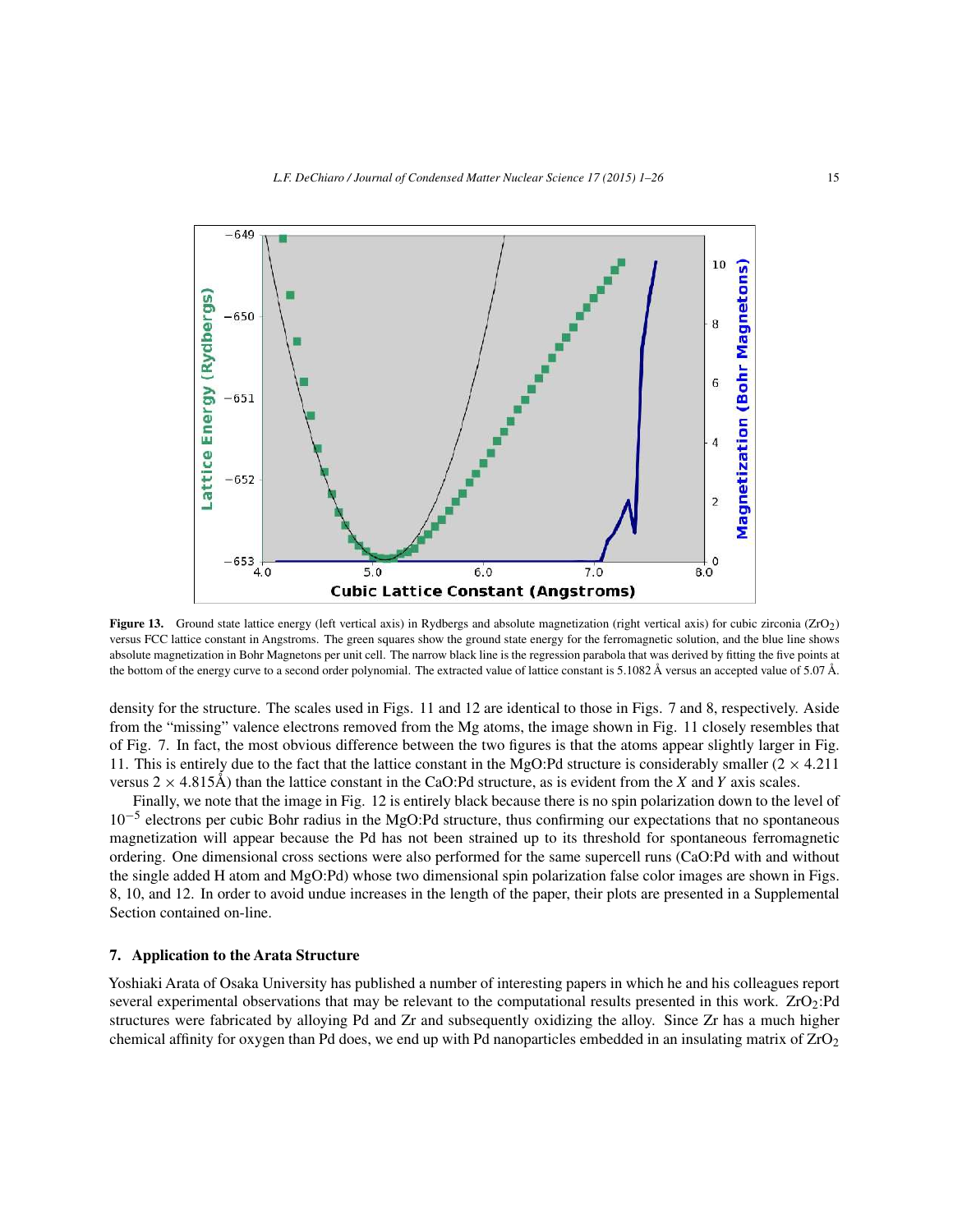**Figure 13.** Ground state lattice energy (left vertical axis) in Rydbergs and absolute magnetization (right vertical axis) for cubic zirconia ($ZrO_2$) versus FCC lattice constant in Angstroms. The green squares show the ground state energy for the ferromagnetic solution, and the blue line shows absolute magnetization in Bohr Magnetons per unit cell. The narrow black line is the regression parabola that was derived by fitting the five points at the bottom of the energy curve to a second order polynomial. The extracted value of lattice constant is 5.1082 Å versus an accepted value of 5.07 Å.

density for the structure. The scales used in Figs. 11 and 12 are identical to those in Figs. 7 and 8, respectively. Aside from the "missing" valence electrons removed from the Mg atoms, the image shown in Fig. 11 closely resembles that of Fig. 7. In fact, the most obvious difference between the two figures is that the atoms appear slightly larger in Fig. 11. This is entirely due to the fact that the lattice constant in the MgO:Pd structure is considerably smaller ($2 \times 4.211$ versus $2 \times 4.815$Å) than the lattice constant in the CaO:Pd structure, as is evident from the *X* and *Y* axis scales.

Finally, we note that the image in Fig. 12 is entirely black because there is no spin polarization down to the level of $10^{-5}$ electrons per cubic Bohr radius in the MgO:Pd structure, thus confirming our expectations that no spontaneous magnetization will appear because the Pd has not been strained up to its threshold for spontaneous ferromagnetic ordering. One dimensional cross sections were also performed for the same supercell runs (CaO:Pd with and without the single added H atom and MgO:Pd) whose two dimensional spin polarization false color images are shown in Figs. 8, 10, and 12. In order to avoid undue increases in the length of the paper, their plots are presented in a Supplemental Section contained on-line.

## 7. Application to the Arata Structure

Yoshiaki Arata of Osaka University has published a number of interesting papers in which he and his colleagues report several experimental observations that may be relevant to the computational results presented in this work. $ZrO_2$:Pd structures were fabricated by alloying Pd and Zr and subsequently oxidizing the alloy. Since Zr has a much higher chemical affinity for oxygen than Pd does, we end up with Pd nanoparticles embedded in an insulating matrix of $ZrO_2$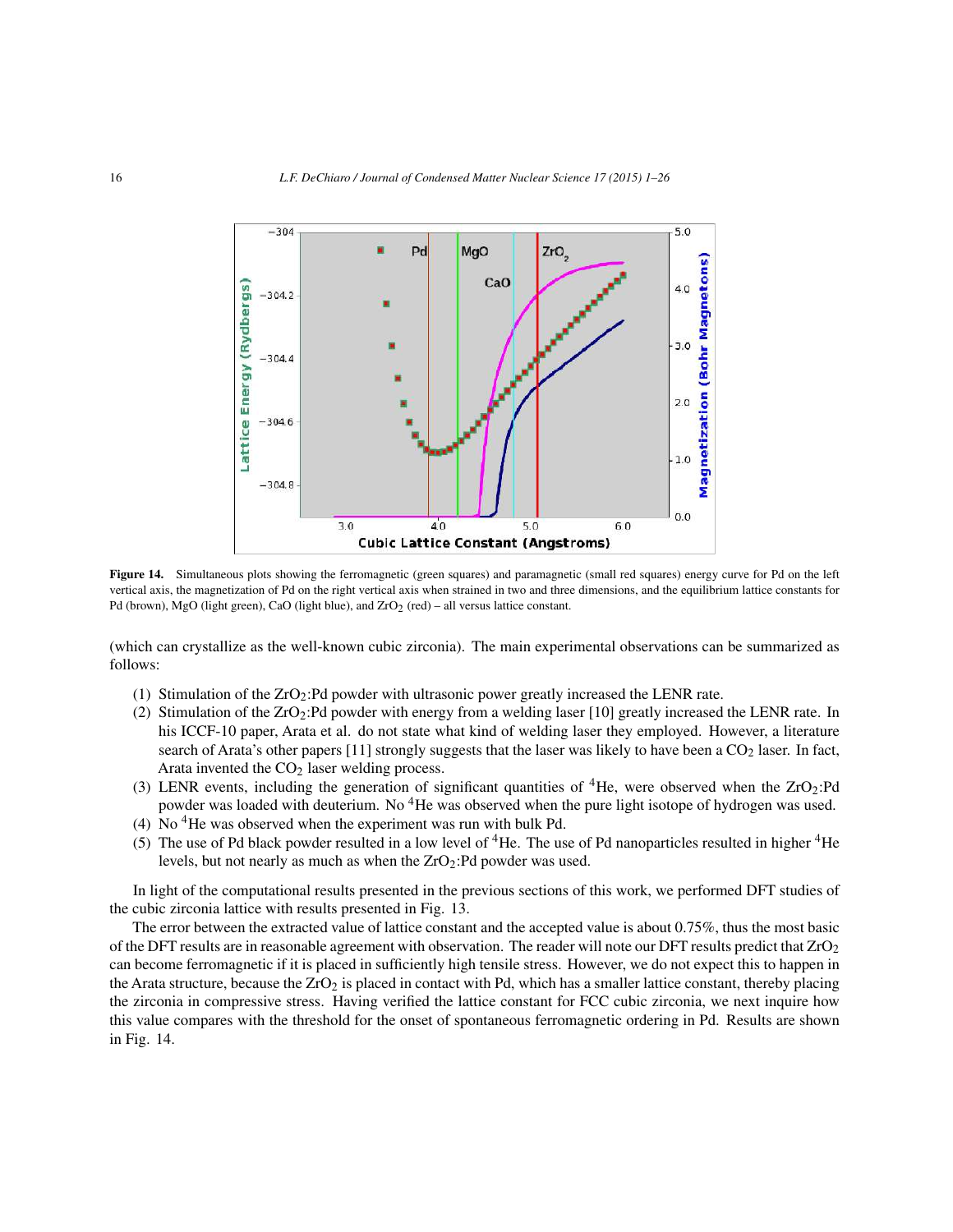Figure 14. Simultaneous plots showing the ferromagnetic (green squares) and paramagnetic (small red squares) energy curve for Pd on the left vertical axis, the magnetization of Pd on the right vertical axis when strained in two and three dimensions, and the equilibrium lattice constants for Pd (brown), MgO (light green), CaO (light blue), and $ZrO_2$ (red) – all versus lattice constant.

(which can crystallize as the well-known cubic zirconia). The main experimental observations can be summarized as follows:

1. Stimulation of the $ZrO_2$:Pd powder with ultrasonic power greatly increased the LENR rate.
2. Stimulation of the $ZrO_2$:Pd powder with energy from a welding laser [10] greatly increased the LENR rate. In his ICCF-10 paper, Arata et al. do not state what kind of welding laser they employed. However, a literature search of Arata's other papers [11] strongly suggests that the laser was likely to have been a $CO_2$ laser. In fact, Arata invented the $CO_2$ laser welding process.
3. LENR events, including the generation of significant quantities of $^4$He, were observed when the $ZrO_2$:Pd powder was loaded with deuterium. No $^4$He was observed when the pure light isotope of hydrogen was used.
4. No $^4$He was observed when the experiment was run with bulk Pd.
5. The use of Pd black powder resulted in a low level of $^4$He. The use of Pd nanoparticles resulted in higher $^4$He levels, but not nearly as much as when the $ZrO_2$:Pd powder was used.

In light of the computational results presented in the previous sections of this work, we performed DFT studies of the cubic zirconia lattice with results presented in Fig. 13.

The error between the extracted value of lattice constant and the accepted value is about 0.75%, thus the most basic of the DFT results are in reasonable agreement with observation. The reader will note our DFT results predict that $ZrO_2$ can become ferromagnetic if it is placed in sufficiently high tensile stress. However, we do not expect this to happen in the Arata structure, because the $ZrO_2$ is placed in contact with Pd, which has a smaller lattice constant, thereby placing the zirconia in compressive stress. Having verified the lattice constant for FCC cubic zirconia, we next inquire how this value compares with the threshold for the onset of spontaneous ferromagnetic ordering in Pd. Results are shown in Fig. 14.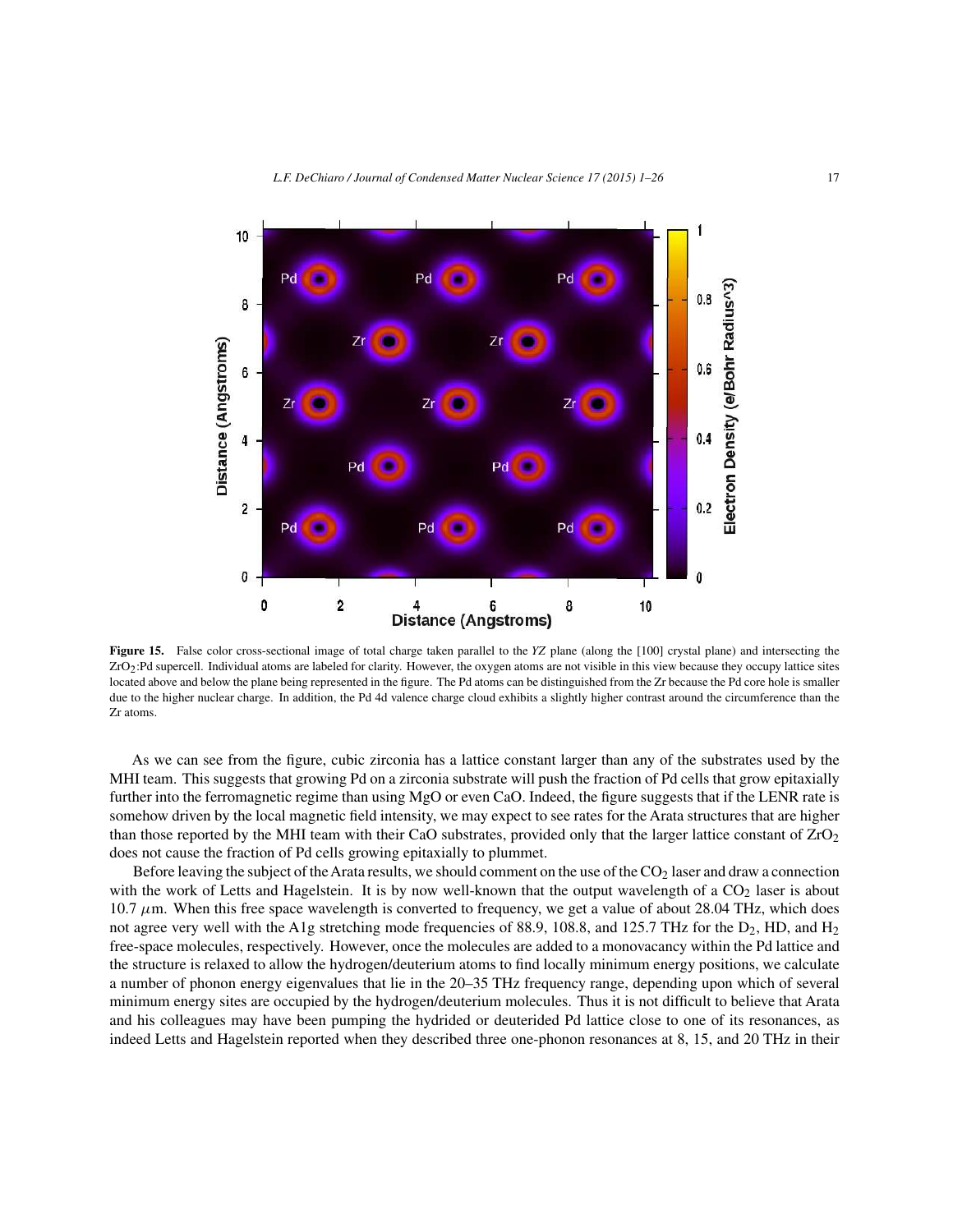**Figure 15.** False color cross-sectional image of total charge taken parallel to the *YZ* plane (along the [100] crystal plane) and intersecting the $ZrO_2$:Pd supercell. Individual atoms are labeled for clarity. However, the oxygen atoms are not visible in this view because they occupy lattice sites located above and below the plane being represented in the figure. The Pd atoms can be distinguished from the Zr because the Pd core hole is smaller due to the higher nuclear charge. In addition, the Pd 4d valence charge cloud exhibits a slightly higher contrast around the circumference than the Zr atoms.

As we can see from the figure, cubic zirconia has a lattice constant larger than any of the substrates used by the MHI team. This suggests that growing Pd on a zirconia substrate will push the fraction of Pd cells that grow epitaxially further into the ferromagnetic regime than using MgO or even CaO. Indeed, the figure suggests that if the LENR rate is somehow driven by the local magnetic field intensity, we may expect to see rates for the Arata structures that are higher than those reported by the MHI team with their CaO substrates, provided only that the larger lattice constant of $ZrO_2$ does not cause the fraction of Pd cells growing epitaxially to plummet.

Before leaving the subject of the Arata results, we should comment on the use of the $CO_2$ laser and draw a connection with the work of Letts and Hagelstein. It is by now well-known that the output wavelength of a $CO_2$ laser is about 10.7 $\mu$m. When this free space wavelength is converted to frequency, we get a value of about 28.04 THz, which does not agree very well with the A1g stretching mode frequencies of 88.9, 108.8, and 125.7 THz for the $D_2$, HD, and $H_2$ free-space molecules, respectively. However, once the molecules are added to a monovacancy within the Pd lattice and the structure is relaxed to allow the hydrogen/deuterium atoms to find locally minimum energy positions, we calculate a number of phonon energy eigenvalues that lie in the 20–35 THz frequency range, depending upon which of several minimum energy sites are occupied by the hydrogen/deuterium molecules. Thus it is not difficult to believe that Arata and his colleagues may have been pumping the hydrided or deuterided Pd lattice close to one of its resonances, as indeed Letts and Hagelstein reported when they described three one-phonon resonances at 8, 15, and 20 THz in their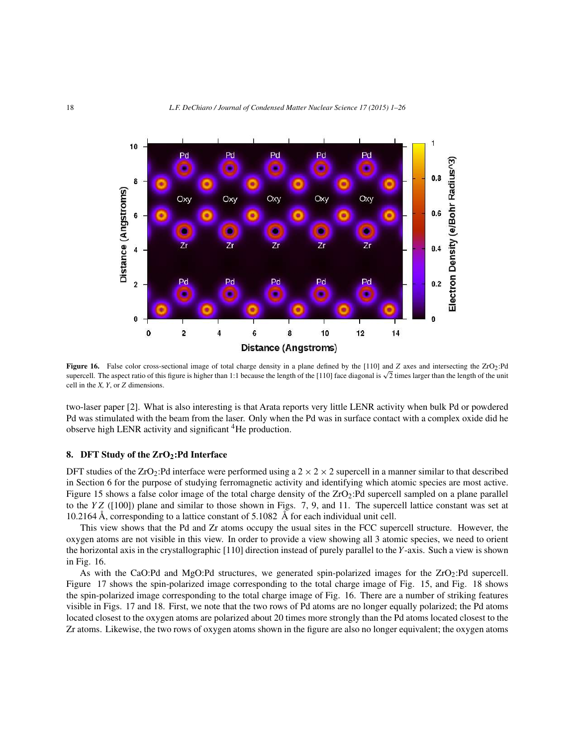**Figure 16.** False color cross-sectional image of total charge density in a plane defined by the [110] and *Z* axes and intersecting the $ZrO_2$:Pd supercell. The aspect ratio of this figure is higher than 1:1 because the length of the [110] face diagonal is $\sqrt{2}$ times larger than the length of the unit cell in the *X*, *Y*, or *Z* dimensions.

two-laser paper [2]. What is also interesting is that Arata reports very little LENR activity when bulk Pd or powdered Pd was stimulated with the beam from the laser. Only when the Pd was in surface contact with a complex oxide did he observe high LENR activity and significant $^4$He production.

## 8. DFT Study of the $ZrO_2$:Pd Interface

DFT studies of the $ZrO_2$:Pd interface were performed using a $2 \times 2 \times 2$ supercell in a manner similar to that described in Section 6 for the purpose of studying ferromagnetic activity and identifying which atomic species are most active. Figure 15 shows a false color image of the total charge density of the $ZrO_2$:Pd supercell sampled on a plane parallel to the $YZ$ ([100]) plane and similar to those shown in Figs. 7, 9, and 11. The supercell lattice constant was set at 10.2164 Å, corresponding to a lattice constant of 5.1082 Å for each individual unit cell.

This view shows that the Pd and Zr atoms occupy the usual sites in the FCC supercell structure. However, the oxygen atoms are not visible in this view. In order to provide a view showing all 3 atomic species, we need to orient the horizontal axis in the crystallographic [110] direction instead of purely parallel to the *Y*-axis. Such a view is shown in Fig. 16.

As with the CaO:Pd and MgO:Pd structures, we generated spin-polarized images for the $ZrO_2$:Pd supercell. Figure 17 shows the spin-polarized image corresponding to the total charge image of Fig. 15, and Fig. 18 shows the spin-polarized image corresponding to the total charge image of Fig. 16. There are a number of striking features visible in Figs. 17 and 18. First, we note that the two rows of Pd atoms are no longer equally polarized; the Pd atoms located closest to the oxygen atoms are polarized about 20 times more strongly than the Pd atoms located closest to the Zr atoms. Likewise, the two rows of oxygen atoms shown in the figure are also no longer equivalent; the oxygen atoms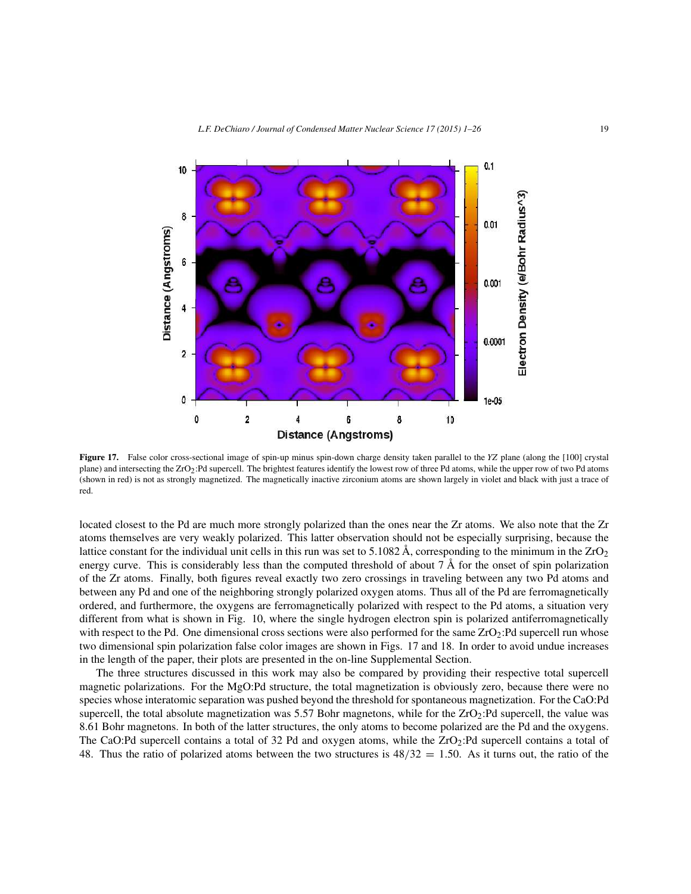**Figure 17.** False color cross-sectional image of spin-up minus spin-down charge density taken parallel to the *YZ* plane (along the [100] crystal plane) and intersecting the $ZrO_2$:Pd supercell. The brightest features identify the lowest row of three Pd atoms, while the upper row of two Pd atoms (shown in red) is not as strongly magnetized. The magnetically inactive zirconium atoms are shown largely in violet and black with just a trace of red.

located closest to the Pd are much more strongly polarized than the ones near the Zr atoms. We also note that the Zr atoms themselves are very weakly polarized. This latter observation should not be especially surprising, because the lattice constant for the individual unit cells in this run was set to 5.1082 Å, corresponding to the minimum in the $ZrO_2$ energy curve. This is considerably less than the computed threshold of about 7 Å for the onset of spin polarization of the Zr atoms. Finally, both figures reveal exactly two zero crossings in traveling between any two Pd atoms and between any Pd and one of the neighboring strongly polarized oxygen atoms. Thus all of the Pd are ferromagnetically ordered, and furthermore, the oxygens are ferromagnetically polarized with respect to the Pd atoms, a situation very different from what is shown in Fig. 10, where the single hydrogen electron spin is polarized antiferromagnetically with respect to the Pd. One dimensional cross sections were also performed for the same $ZrO_2$:Pd supercell run whose two dimensional spin polarization false color images are shown in Figs. 17 and 18. In order to avoid undue increases in the length of the paper, their plots are presented in the on-line Supplemental Section.

The three structures discussed in this work may also be compared by providing their respective total supercell magnetic polarizations. For the MgO:Pd structure, the total magnetization is obviously zero, because there were no species whose interatomic separation was pushed beyond the threshold for spontaneous magnetization. For the CaO:Pd supercell, the total absolute magnetization was 5.57 Bohr magnetons, while for the $ZrO_2$:Pd supercell, the value was 8.61 Bohr magnetons. In both of the latter structures, the only atoms to become polarized are the Pd and the oxygens. The CaO:Pd supercell contains a total of 32 Pd and oxygen atoms, while the $ZrO_2$:Pd supercell contains a total of 48. Thus the ratio of polarized atoms between the two structures is $48/32 = 1.50$. As it turns out, the ratio of the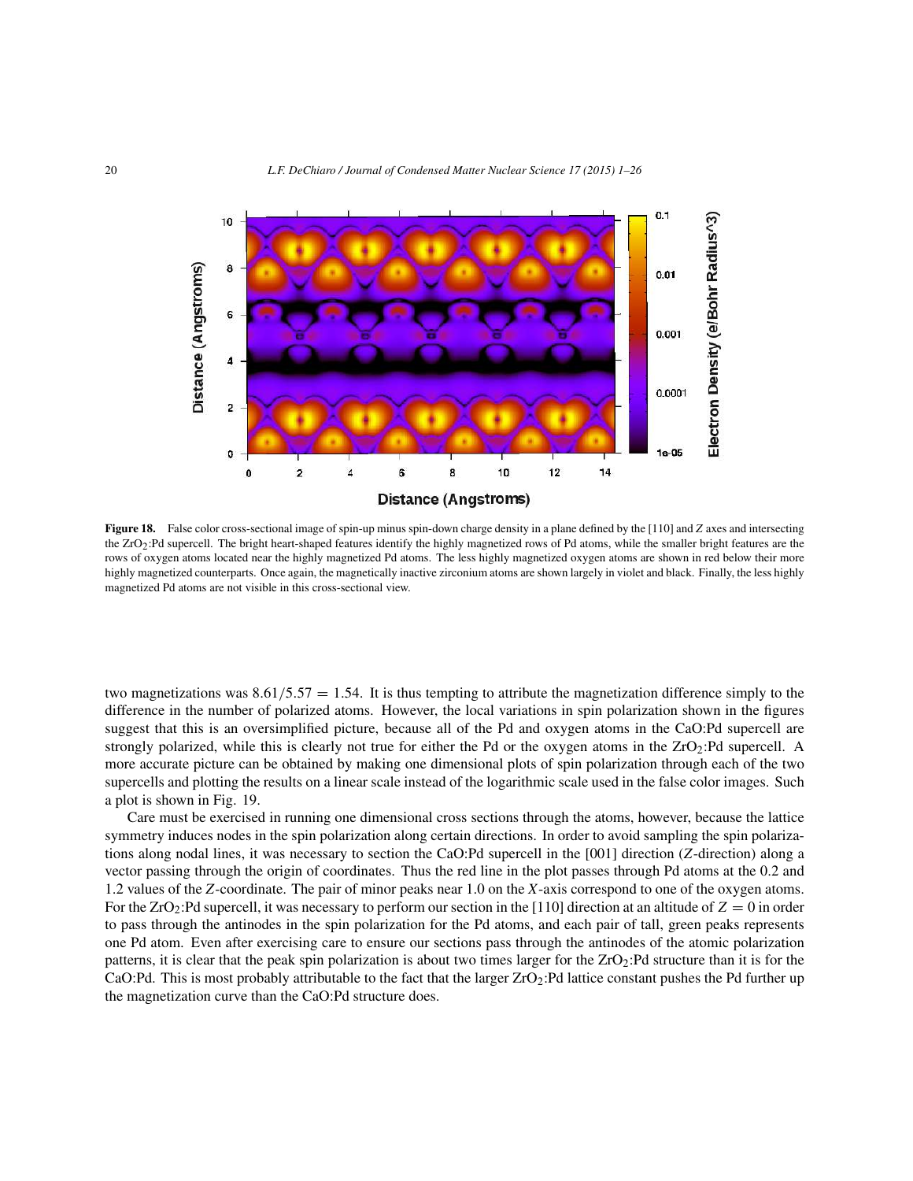**Figure 18.** False color cross-sectional image of spin-up minus spin-down charge density in a plane defined by the [110] and $Z$ axes and intersecting the $ZrO_2$:Pd supercell. The bright heart-shaped features identify the highly magnetized rows of Pd atoms, while the smaller bright features are the rows of oxygen atoms located near the highly magnetized Pd atoms. The less highly magnetized oxygen atoms are shown in red below their more highly magnetized counterparts. Once again, the magnetically inactive zirconium atoms are shown largely in violet and black. Finally, the less highly magnetized Pd atoms are not visible in this cross-sectional view.

two magnetizations was $8.61/5.57 = 1.54$. It is thus tempting to attribute the magnetization difference simply to the difference in the number of polarized atoms. However, the local variations in spin polarization shown in the figures suggest that this is an oversimplified picture, because all of the Pd and oxygen atoms in the CaO:Pd supercell are strongly polarized, while this is clearly not true for either the Pd or the oxygen atoms in the $ZrO_2$:Pd supercell. A more accurate picture can be obtained by making one dimensional plots of spin polarization through each of the two supercells and plotting the results on a linear scale instead of the logarithmic scale used in the false color images. Such a plot is shown in Fig. 19.

Care must be exercised in running one dimensional cross sections through the atoms, however, because the lattice symmetry induces nodes in the spin polarization along certain directions. In order to avoid sampling the spin polarizations along nodal lines, it was necessary to section the CaO:Pd supercell in the [001] direction ($Z$-direction) along a vector passing through the origin of coordinates. Thus the red line in the plot passes through Pd atoms at the 0.2 and 1.2 values of the $Z$-coordinate. The pair of minor peaks near 1.0 on the $X$-axis correspond to one of the oxygen atoms. For the $ZrO_2$:Pd supercell, it was necessary to perform our section in the [110] direction at an altitude of $Z = 0$ in order to pass through the antinodes in the spin polarization for the Pd atoms, and each pair of tall, green peaks represents one Pd atom. Even after exercising care to ensure our sections pass through the antinodes of the atomic polarization patterns, it is clear that the peak spin polarization is about two times larger for the $ZrO_2$:Pd structure than it is for the CaO:Pd. This is most probably attributable to the fact that the larger $ZrO_2$:Pd lattice constant pushes the Pd further up the magnetization curve than the CaO:Pd structure does.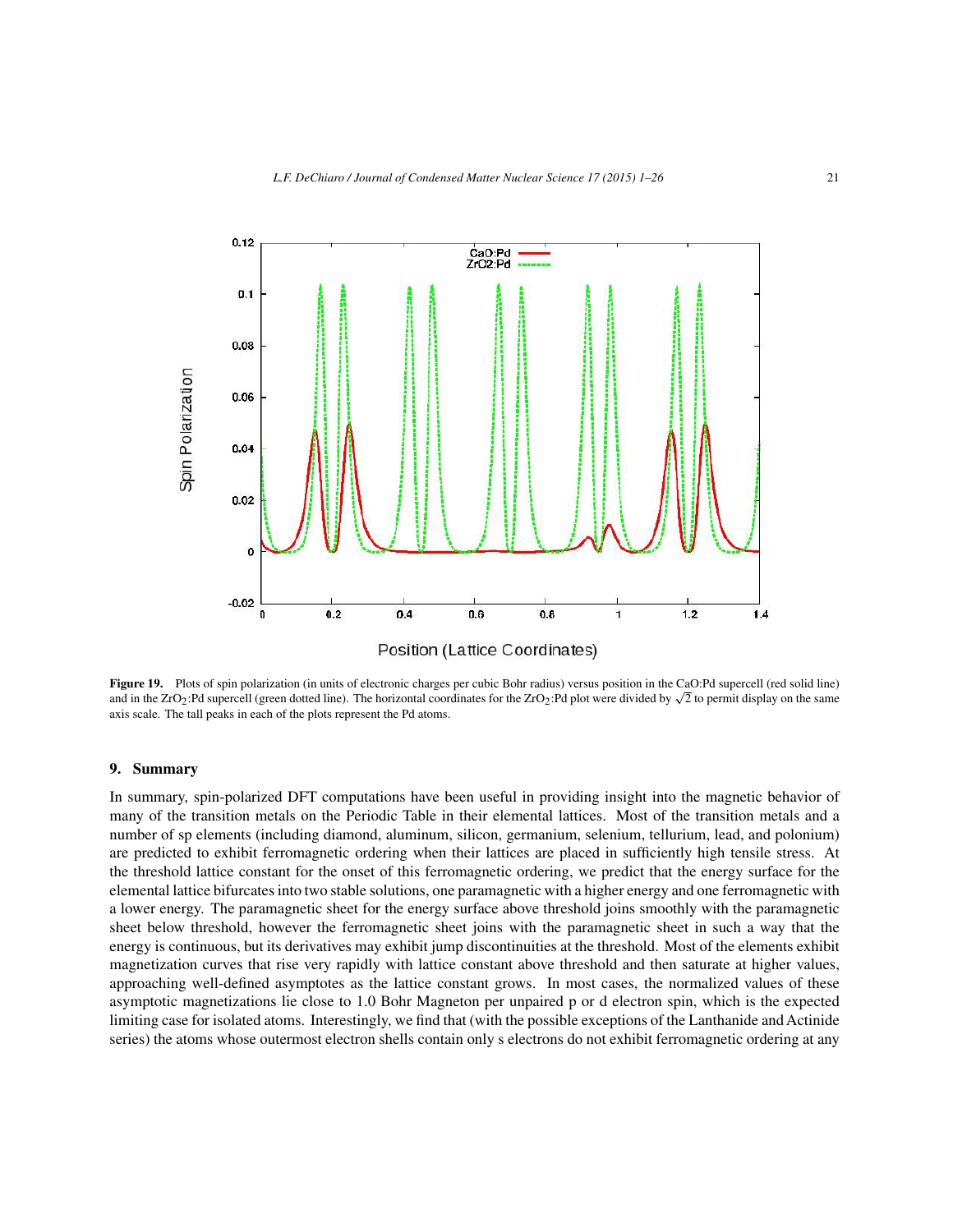**Figure 19.** Plots of spin polarization (in units of electronic charges per cubic Bohr radius) versus position in the CaO:Pd supercell (red solid line) and in the $ZrO_2$:Pd supercell (green dotted line). The horizontal coordinates for the $ZrO_2$:Pd plot were divided by $\sqrt{2}$ to permit display on the same axis scale. The tall peaks in each of the plots represent the Pd atoms.

## 9. Summary

In summary, spin-polarized DFT computations have been useful in providing insight into the magnetic behavior of many of the transition metals on the Periodic Table in their elemental lattices. Most of the transition metals and a number of sp elements (including diamond, aluminum, silicon, germanium, selenium, tellurium, lead, and polonium) are predicted to exhibit ferromagnetic ordering when their lattices are placed in sufficiently high tensile stress. At the threshold lattice constant for the onset of this ferromagnetic ordering, we predict that the energy surface for the elemental lattice bifurcates into two stable solutions, one paramagnetic with a higher energy and one ferromagnetic with a lower energy. The paramagnetic sheet for the energy surface above threshold joins smoothly with the paramagnetic sheet below threshold, however the ferromagnetic sheet joins with the paramagnetic sheet in such a way that the energy is continuous, but its derivatives may exhibit jump discontinuities at the threshold. Most of the elements exhibit magnetization curves that rise very rapidly with lattice constant above threshold and then saturate at higher values, approaching well-defined asymptotes as the lattice constant grows. In most cases, the normalized values of these asymptotic magnetizations lie close to 1.0 Bohr Magneton per unpaired p or d electron spin, which is the expected limiting case for isolated atoms. Interestingly, we find that (with the possible exceptions of the Lanthanide and Actinide series) the atoms whose outermost electron shells contain only s electrons do not exhibit ferromagnetic ordering at any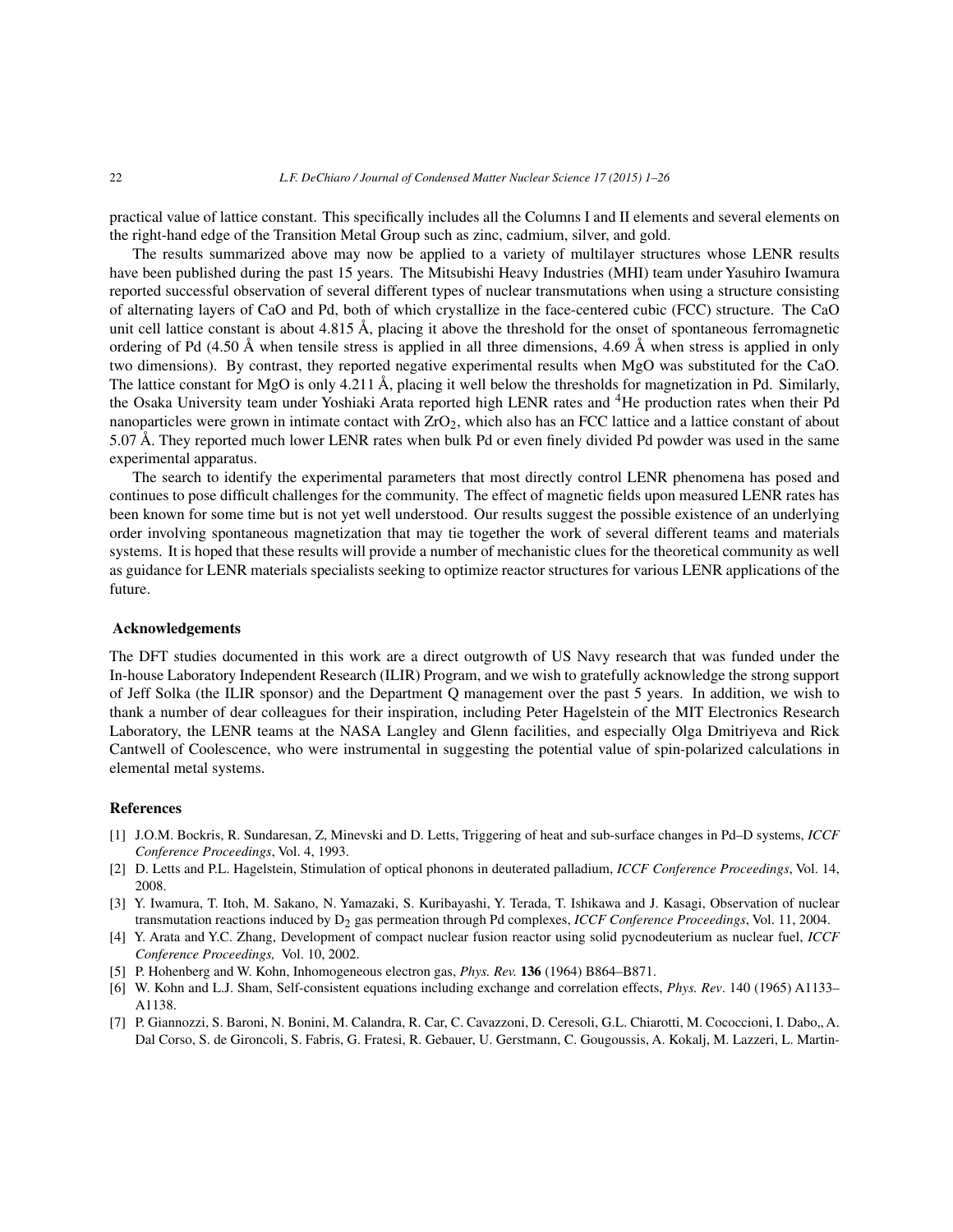practical value of lattice constant. This specifically includes all the Columns I and II elements and several elements on the right-hand edge of the Transition Metal Group such as zinc, cadmium, silver, and gold.

The results summarized above may now be applied to a variety of multilayer structures whose LENR results have been published during the past 15 years. The Mitsubishi Heavy Industries (MHI) team under Yasuhiro Iwamura reported successful observation of several different types of nuclear transmutations when using a structure consisting of alternating layers of CaO and Pd, both of which crystallize in the face-centered cubic (FCC) structure. The CaO unit cell lattice constant is about 4.815 Å, placing it above the threshold for the onset of spontaneous ferromagnetic ordering of Pd (4.50 Å when tensile stress is applied in all three dimensions, 4.69 Å when stress is applied in only two dimensions). By contrast, they reported negative experimental results when MgO was substituted for the CaO. The lattice constant for MgO is only 4.211 Å, placing it well below the thresholds for magnetization in Pd. Similarly, the Osaka University team under Yoshiaki Arata reported high LENR rates and $^4$He production rates when their Pd nanoparticles were grown in intimate contact with $ZrO_2$, which also has an FCC lattice and a lattice constant of about 5.07 Å. They reported much lower LENR rates when bulk Pd or even finely divided Pd powder was used in the same experimental apparatus.

The search to identify the experimental parameters that most directly control LENR phenomena has posed and continues to pose difficult challenges for the community. The effect of magnetic fields upon measured LENR rates has been known for some time but is not yet well understood. Our results suggest the possible existence of an underlying order involving spontaneous magnetization that may tie together the work of several different teams and materials systems. It is hoped that these results will provide a number of mechanistic clues for the theoretical community as well as guidance for LENR materials specialists seeking to optimize reactor structures for various LENR applications of the future.

## Acknowledgements

The DFT studies documented in this work are a direct outgrowth of US Navy research that was funded under the In-house Laboratory Independent Research (ILIR) Program, and we wish to gratefully acknowledge the strong support of Jeff Solka (the ILIR sponsor) and the Department Q management over the past 5 years. In addition, we wish to thank a number of dear colleagues for their inspiration, including Peter Hagelstein of the MIT Electronics Research Laboratory, the LENR teams at the NASA Langley and Glenn facilities, and especially Olga Dmitriyeva and Rick Cantwell of Coolescence, who were instrumental in suggesting the potential value of spin-polarized calculations in elemental metal systems.

## References

[1] J.O.M. Bockris, R. Sundaresan, Z, Minevski and D. Letts, Triggering of heat and sub-surface changes in Pd–D systems, *ICCF Conference Proceedings*, Vol. 4, 1993.

[2] D. Letts and P.L. Hagelstein, Stimulation of optical phonons in deuterated palladium, *ICCF Conference Proceedings*, Vol. 14, 2008.

[3] Y. Iwamura, T. Itoh, M. Sakano, N. Yamazaki, S. Kuribayashi, Y. Terada, T. Ishikawa and J. Kasagi, Observation of nuclear transmutation reactions induced by $D_2$ gas permeation through Pd complexes, *ICCF Conference Proceedings*, Vol. 11, 2004.

[4] Y. Arata and Y.C. Zhang, Development of compact nuclear fusion reactor using solid pycnodeuterium as nuclear fuel, *ICCF Conference Proceedings,* Vol. 10, 2002.

[5] P. Hohenberg and W. Kohn, Inhomogeneous electron gas, *Phys. Rev.* **136** (1964) B864–B871.

[6] W. Kohn and L.J. Sham, Self-consistent equations including exchange and correlation effects, *Phys. Rev*. 140 (1965) A1133–A1138.

[7] P. Giannozzi, S. Baroni, N. Bonini, M. Calandra, R. Car, C. Cavazzoni, D. Ceresoli, G.L. Chiarotti, M. Cococcioni, I. Dabo,, A. Dal Corso, S. de Gironcoli, S. Fabris, G. Fratesi, R. Gebauer, U. Gerstmann, C. Gougoussis, A. Kokalj, M. Lazzeri, L. Martin-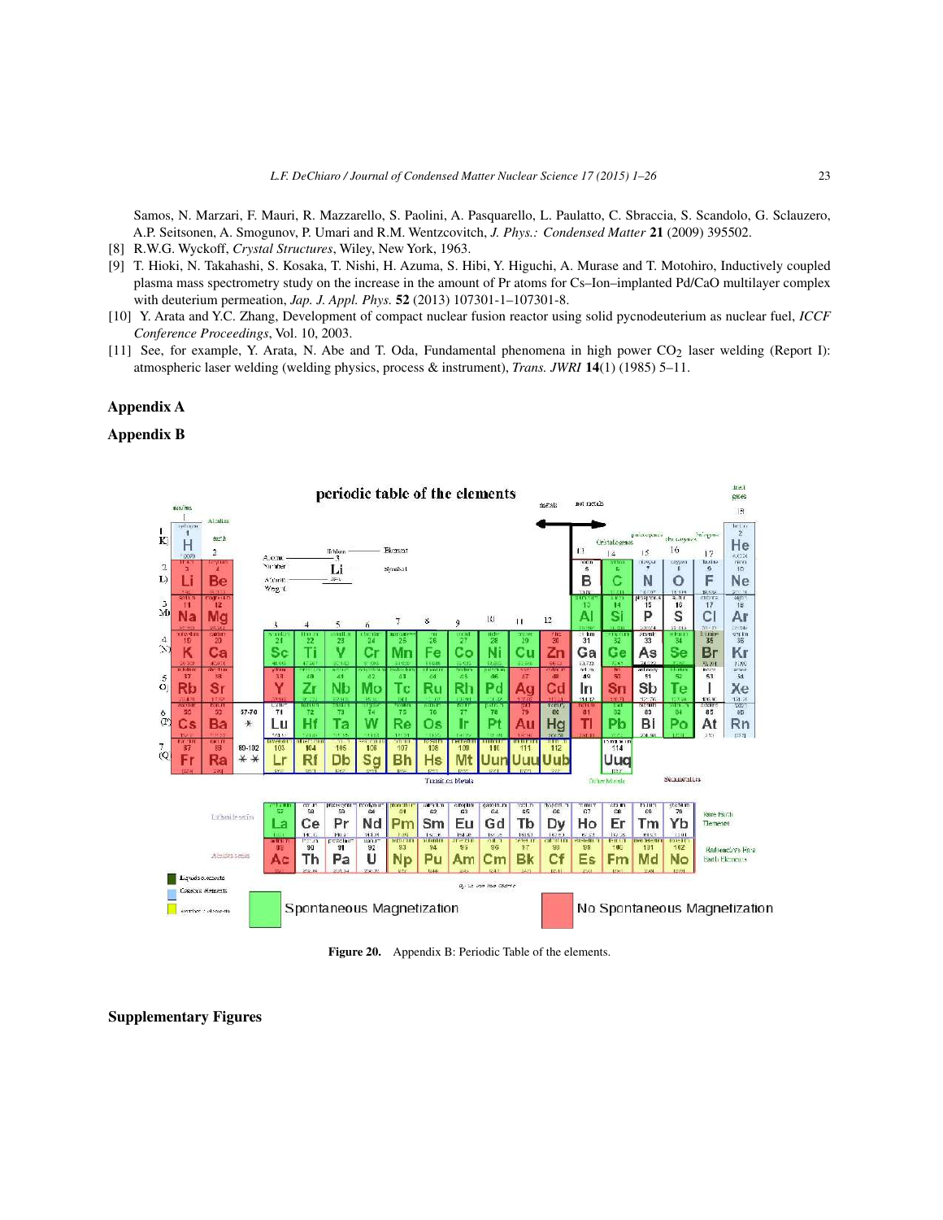Samos, N. Marzari, F. Mauri, R. Mazzarello, S. Paolini, A. Pasquarello, L. Paulatto, C. Sbraccia, S. Scandolo, G. Sclauzero, A.P. Seitsonen, A. Smogunov, P. Umari and R.M. Wentzcovitch, *J. Phys.: Condensed Matter* **21** (2009) 395502.

[8] R.W.G. Wyckoff, *Crystal Structures*, Wiley, New York, 1963.

[9] T. Hioki, N. Takahashi, S. Kosaka, T. Nishi, H. Azuma, S. Hibi, Y. Higuchi, A. Murase and T. Motohiro, Inductively coupled plasma mass spectrometry study on the increase in the amount of Pr atoms for Cs–Ion–implanted Pd/CaO multilayer complex with deuterium permeation, *Jap. J. Appl. Phys.* **52** (2013) 107301-1–107301-8.

[10] Y. Arata and Y.C. Zhang, Development of compact nuclear fusion reactor using solid pycnodeuterium as nuclear fuel, *ICCF Conference Proceedings*, Vol. 10, 2003.

[11] See, for example, Y. Arata, N. Abe and T. Oda, Fundamental phenomena in high power $CO_2$ laser welding (Report I): atmospheric laser welding (welding physics, process & instrument), *Trans. JWRI* **14**(1) (1985) 5–11.

## Appendix A

## Appendix B

**Figure 20.** Appendix B: Periodic Table of the elements.

## Supplementary Figures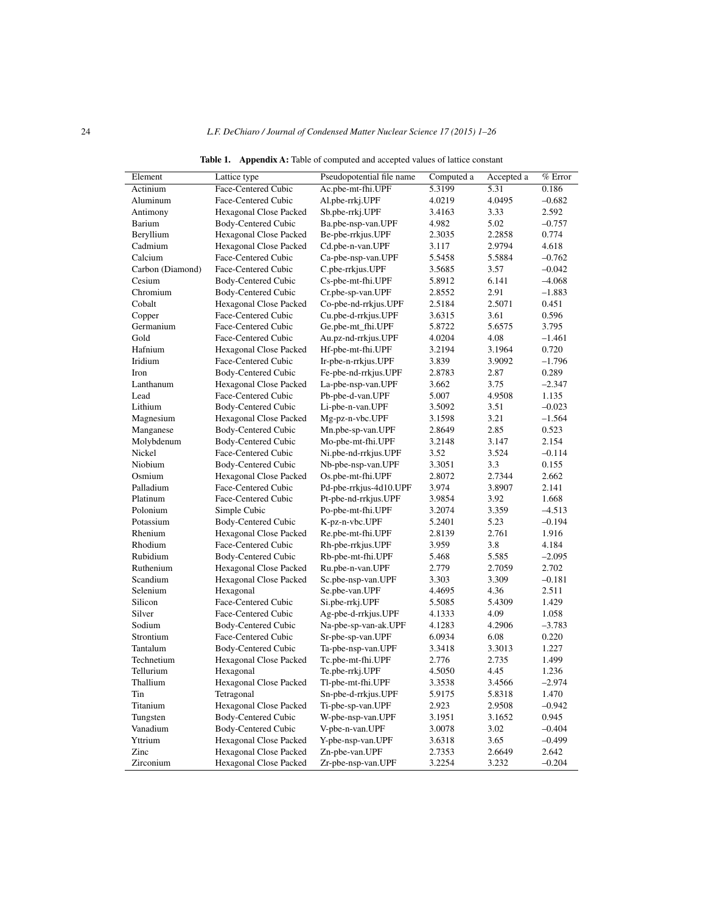**Table 1. Appendix A:** Table of computed and accepted values of lattice constant

| Element | Lattice type | Pseudopotential file name | Computed a | Accepted a | % Error |
|---|---|---|---|---|---|
| Actinium | Face-Centered Cubic | Ac.pbe-mt-fhi.UPF | 5.3199 | 5.31 | 0.186 |
| Aluminum | Face-Centered Cubic | Al.pbe-rrkj.UPF | 4.0219 | 4.0495 | –0.682 |
| Antimony | Hexagonal Close Packed | Sb.pbe-rrkj.UPF | 3.4163 | 3.33 | 2.592 |
| Barium | Body-Centered Cubic | Ba.pbe-nsp-van.UPF | 4.982 | 5.02 | –0.757 |
| Beryllium | Hexagonal Close Packed | Be-pbe-rrkjus.UPF | 2.3035 | 2.2858 | 0.774 |
| Cadmium | Hexagonal Close Packed | Cd.pbe-n-van.UPF | 3.117 | 2.9794 | 4.618 |
| Calcium | Face-Centered Cubic | Ca-pbe-nsp-van.UPF | 5.5458 | 5.5884 | –0.762 |
| Carbon (Diamond) | Face-Centered Cubic | C.pbe-rrkjus.UPF | 3.5685 | 3.57 | –0.042 |
| Cesium | Body-Centered Cubic | Cs-pbe-mt-fhi.UPF | 5.8912 | 6.141 | –4.068 |
| Chromium | Body-Centered Cubic | Cr.pbe-sp-van.UPF | 2.8552 | 2.91 | –1.883 |
| Cobalt | Hexagonal Close Packed | Co-pbe-nd-rrkjus.UPF | 2.5184 | 2.5071 | 0.451 |
| Copper | Face-Centered Cubic | Cu.pbe-d-rrkjus.UPF | 3.6315 | 3.61 | 0.596 |
| Germanium | Face-Centered Cubic | Ge.pbe-mt_fhi.UPF | 5.8722 | 5.6575 | 3.795 |
| Gold | Face-Centered Cubic | Au.pz-nd-rrkjus.UPF | 4.0204 | 4.08 | –1.461 |
| Hafnium | Hexagonal Close Packed | Hf-pbe-mt-fhi.UPF | 3.2194 | 3.1964 | 0.720 |
| Iridium | Face-Centered Cubic | Ir-pbe-n-rrkjus.UPF | 3.839 | 3.9092 | –1.796 |
| Iron | Body-Centered Cubic | Fe-pbe-nd-rrkjus.UPF | 2.8783 | 2.87 | 0.289 |
| Lanthanum | Hexagonal Close Packed | La-pbe-nsp-van.UPF | 3.662 | 3.75 | –2.347 |
| Lead | Face-Centered Cubic | Pb-pbe-d-van.UPF | 5.007 | 4.9508 | 1.135 |
| Lithium | Body-Centered Cubic | Li-pbe-n-van.UPF | 3.5092 | 3.51 | –0.023 |
| Magnesium | Hexagonal Close Packed | Mg-pz-n-vbc.UPF | 3.1598 | 3.21 | –1.564 |
| Manganese | Body-Centered Cubic | Mn.pbe-sp-van.UPF | 2.8649 | 2.85 | 0.523 |
| Molybdenum | Body-Centered Cubic | Mo-pbe-mt-fhi.UPF | 3.2148 | 3.147 | 2.154 |
| Nickel | Face-Centered Cubic | Ni.pbe-nd-rrkjus.UPF | 3.52 | 3.524 | –0.114 |
| Niobium | Body-Centered Cubic | Nb-pbe-nsp-van.UPF | 3.3051 | 3.3 | 0.155 |
| Osmium | Hexagonal Close Packed | Os.pbe-mt-fhi.UPF | 2.8072 | 2.7344 | 2.662 |
| Palladium | Face-Centered Cubic | Pd-pbe-rrkjus-4d10.UPF | 3.974 | 3.8907 | 2.141 |
| Platinum | Face-Centered Cubic | Pt-pbe-nd-rrkjus.UPF | 3.9854 | 3.92 | 1.668 |
| Polonium | Simple Cubic | Po-pbe-mt-fhi.UPF | 3.2074 | 3.359 | –4.513 |
| Potassium | Body-Centered Cubic | K-pz-n-vbc.UPF | 5.2401 | 5.23 | –0.194 |
| Rhenium | Hexagonal Close Packed | Re.pbe-mt-fhi.UPF | 2.8139 | 2.761 | 1.916 |
| Rhodium | Face-Centered Cubic | Rh-pbe-rrkjus.UPF | 3.959 | 3.8 | 4.184 |
| Rubidium | Body-Centered Cubic | Rb-pbe-mt-fhi.UPF | 5.468 | 5.585 | –2.095 |
| Ruthenium | Hexagonal Close Packed | Ru.pbe-n-van.UPF | 2.779 | 2.7059 | 2.702 |
| Scandium | Hexagonal Close Packed | Sc.pbe-nsp-van.UPF | 3.303 | 3.309 | –0.181 |
| Selenium | Hexagonal | Se.pbe-van.UPF | 4.4695 | 4.36 | 2.511 |
| Silicon | Face-Centered Cubic | Si.pbe-rrkj.UPF | 5.5085 | 5.4309 | 1.429 |
| Silver | Face-Centered Cubic | Ag-pbe-d-rrkjus.UPF | 4.1333 | 4.09 | 1.058 |
| Sodium | Body-Centered Cubic | Na-pbe-sp-van-ak.UPF | 4.1283 | 4.2906 | –3.783 |
| Strontium | Face-Centered Cubic | Sr-pbe-sp-van.UPF | 6.0934 | 6.08 | 0.220 |
| Tantalum | Body-Centered Cubic | Ta-pbe-nsp-van.UPF | 3.3418 | 3.3013 | 1.227 |
| Technetium | Hexagonal Close Packed | Tc.pbe-mt-fhi.UPF | 2.776 | 2.735 | 1.499 |
| Tellurium | Hexagonal | Te.pbe-rrkj.UPF | 4.5050 | 4.45 | 1.236 |
| Thallium | Hexagonal Close Packed | Tl-pbe-mt-fhi.UPF | 3.3538 | 3.4566 | –2.974 |
| Tin | Tetragonal | Sn-pbe-d-rrkjus.UPF | 5.9175 | 5.8318 | 1.470 |
| Titanium | Hexagonal Close Packed | Ti-pbe-sp-van.UPF | 2.923 | 2.9508 | –0.942 |
| Tungsten | Body-Centered Cubic | W-pbe-nsp-van.UPF | 3.1951 | 3.1652 | 0.945 |
| Vanadium | Body-Centered Cubic | V-pbe-n-van.UPF | 3.0078 | 3.02 | –0.404 |
| Yttrium | Hexagonal Close Packed | Y-pbe-nsp-van.UPF | 3.6318 | 3.65 | –0.499 |
| Zinc | Hexagonal Close Packed | Zn-pbe-van.UPF | 2.7353 | 2.6649 | 2.642 |
| Zirconium | Hexagonal Close Packed | Zr-pbe-nsp-van.UPF | 3.2254 | 3.232 | –0.204 |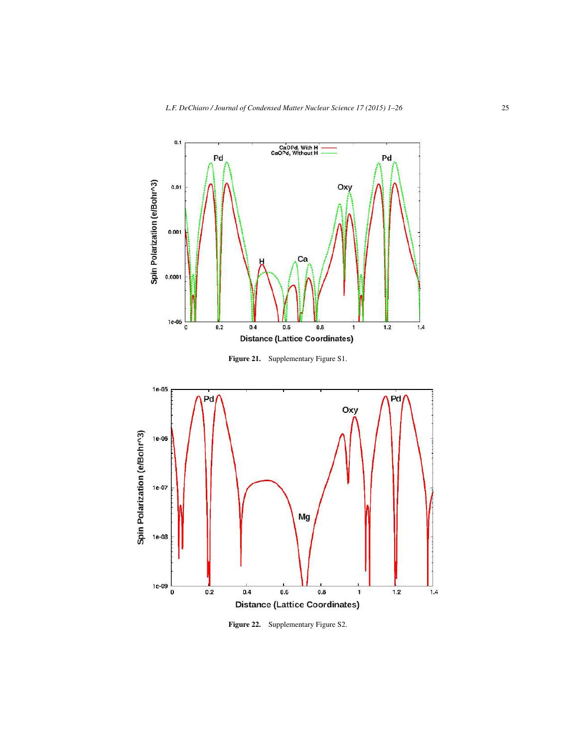Figure 21. Supplementary Figure S1.

Figure 22. Supplementary Figure S2.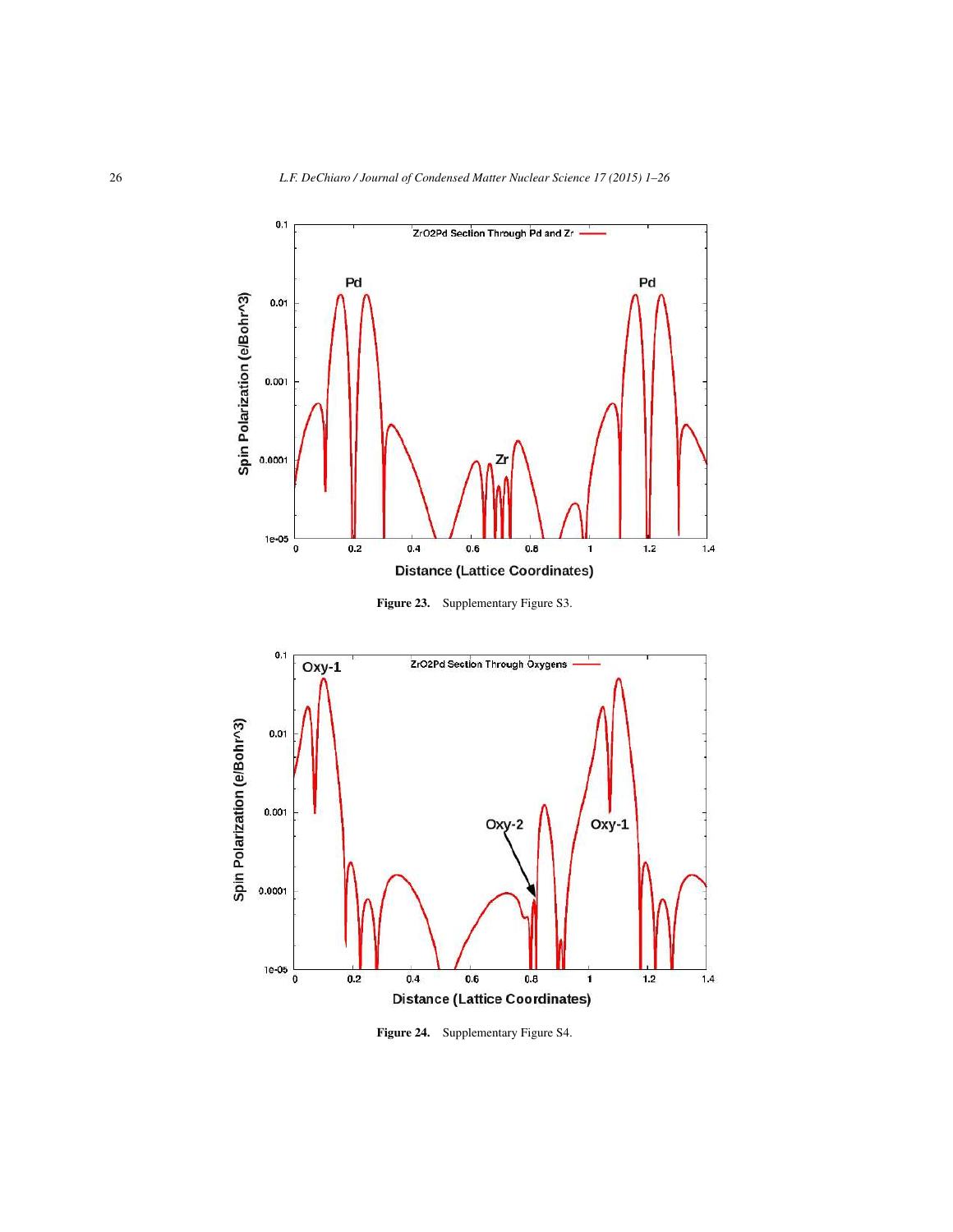ZrO2Pd Section Through Pd and Zr

Pd

Pd

Zr

Spin Polarization (e/Bohr^3)

0.1

0.01

0.001

0.0001

1e-05

0

0.2

0.4

0.6

0.8

1

1.2

1.4

Distance (Lattice Coordinates)

**Figure 23.** Supplementary Figure S3.

ZrO2Pd Section Through Oxygens

Oxy-1

Oxy-2

Oxy-1

Spin Polarization (e/Bohr^3)

0.1

0.01

0.001

0.0001

1e-05

0

0.2

0.4

0.6

0.8

1

1.2

1.4

Distance (Lattice Coordinates)

**Figure 24.** Supplementary Figure S4.